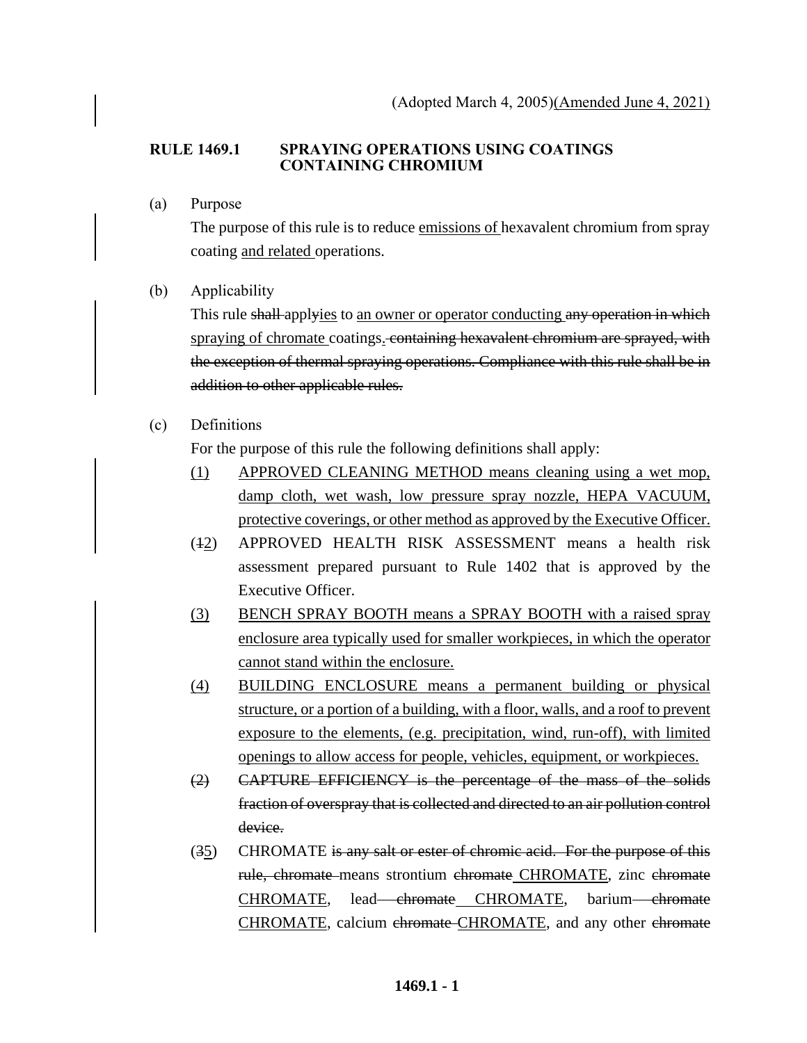(Adopted March 4, 2005)(Amended June 4, 2021)

**RULE 1469.1 SPRAYING OPERATIONS USING COATINGS CONTAINING CHROMIUM**

(a) Purpose

The purpose of this rule is to reduce emissions of hexavalent chromium from spray coating and related operations.

(b) Applicability

This rule ~~shall~~ apply~~y~~ies to an owner or operator conducting ~~any operation in which~~ spraying of chromate coatings. ~~containing hexavalent chromium are sprayed, with the exception of thermal spraying operations. Compliance with this rule shall be in addition to other applicable rules.~~

(c) Definitions

For the purpose of this rule the following definitions shall apply:

(1) APPROVED CLEANING METHOD means cleaning using a wet mop, damp cloth, wet wash, low pressure spray nozzle, HEPA VACUUM, protective coverings, or other method as approved by the Executive Officer.

(~~1~~2) APPROVED HEALTH RISK ASSESSMENT means a health risk assessment prepared pursuant to Rule 1402 that is approved by the Executive Officer.

(3) BENCH SPRAY BOOTH means a SPRAY BOOTH with a raised spray enclosure area typically used for smaller workpieces, in which the operator cannot stand within the enclosure.

(4) BUILDING ENCLOSURE means a permanent building or physical structure, or a portion of a building, with a floor, walls, and a roof to prevent exposure to the elements, (e.g. precipitation, wind, run-off), with limited openings to allow access for people, vehicles, equipment, or workpieces.

~~(2) CAPTURE EFFICIENCY is the percentage of the mass of the solids fraction of overspray that is collected and directed to an air pollution control device.~~

(~~3~~5) CHROMATE ~~is any salt or ester of chromic acid. For the purpose of this rule, chromate~~ means strontium ~~chromate~~ CHROMATE, zinc ~~chromate~~ CHROMATE, lead ~~chromate~~ CHROMATE, barium ~~chromate~~ CHROMATE, calcium ~~chromate~~ CHROMATE, and any other ~~chromate~~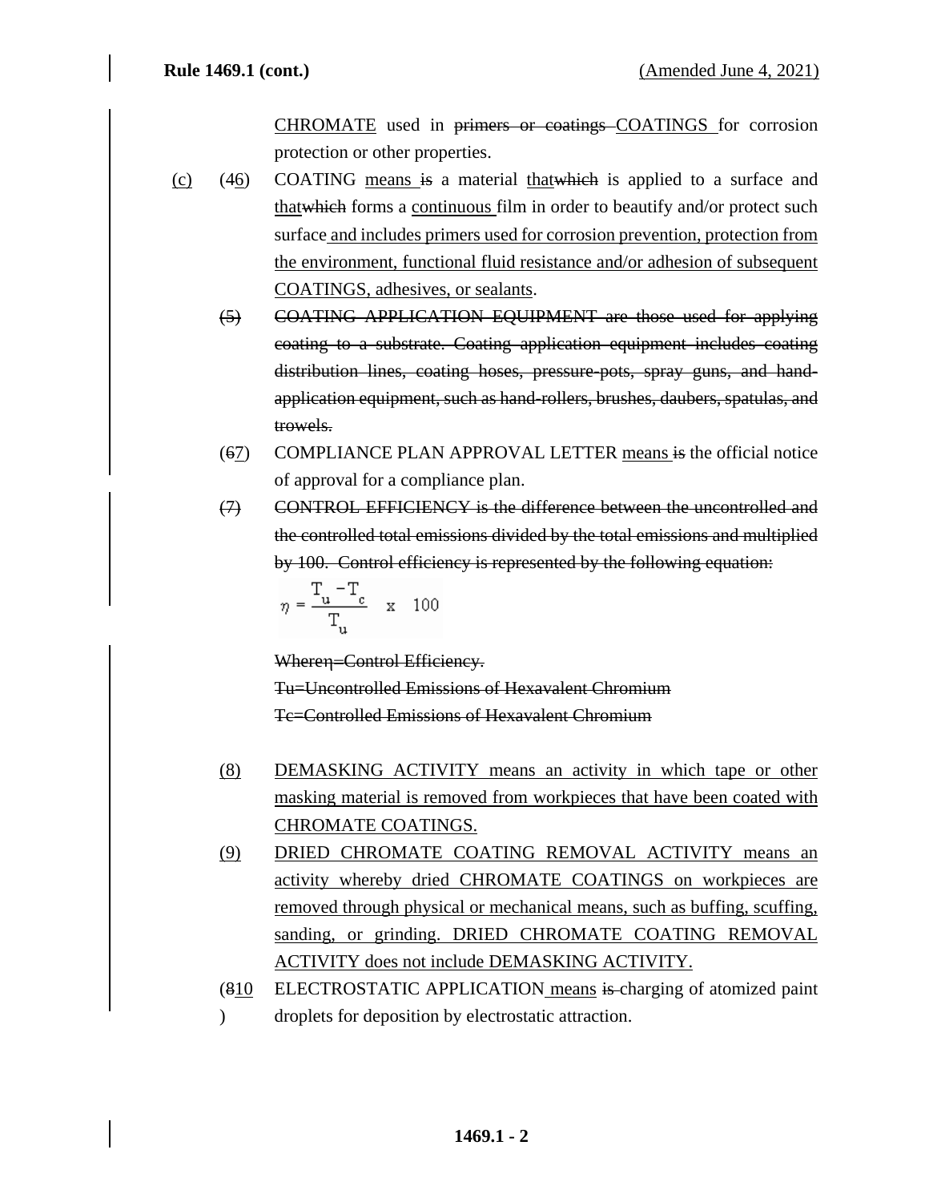CHROMATE used in ~~primers or coatings~~ COATINGS for corrosion protection or other properties.

(c) (4~~6~~) COATING means ~~is~~ a material that~~which~~ is applied to a surface and that~~which~~ forms a continuous film in order to beautify and/or protect such surface and includes primers used for corrosion prevention, protection from the environment, functional fluid resistance and/or adhesion of subsequent COATINGS, adhesives, or sealants.

~~(5) COATING APPLICATION EQUIPMENT are those used for applying coating to a substrate. Coating application equipment includes coating distribution lines, coating hoses, pressure-pots, spray guns, and hand-application equipment, such as hand-rollers, brushes, daubers, spatulas, and trowels.~~

(~~6~~7) COMPLIANCE PLAN APPROVAL LETTER means ~~is~~ the official notice of approval for a compliance plan.

~~(7) CONTROL EFFICIENCY is the difference between the uncontrolled and the controlled total emissions divided by the total emissions and multiplied by 100. Control efficiency is represented by the following equation:~~

$$\eta = \frac{T_u - T_c}{T_u} \times 100$$

~~Where η=Control Efficiency.~~

~~Tu=Uncontrolled Emissions of Hexavalent Chromium~~

~~Tc=Controlled Emissions of Hexavalent Chromium~~

(8) DEMASKING ACTIVITY means an activity in which tape or other masking material is removed from workpieces that have been coated with CHROMATE COATINGS.

(9) DRIED CHROMATE COATING REMOVAL ACTIVITY means an activity whereby dried CHROMATE COATINGS on workpieces are removed through physical or mechanical means, such as buffing, scuffing, sanding, or grinding. DRIED CHROMATE COATING REMOVAL ACTIVITY does not include DEMASKING ACTIVITY.

(~~8~~10) ELECTROSTATIC APPLICATION means ~~is~~ charging of atomized paint droplets for deposition by electrostatic attraction.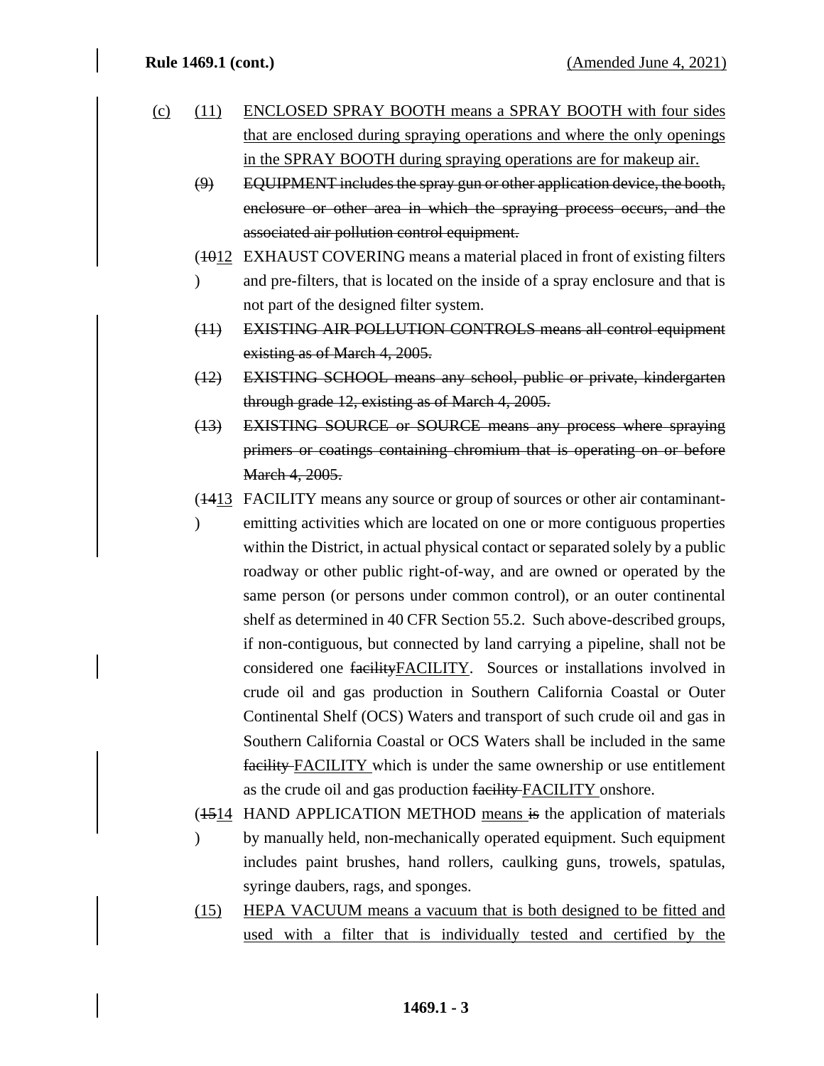(c) (11) ENCLOSED SPRAY BOOTH means a SPRAY BOOTH with four sides that are enclosed during spraying operations and where the only openings in the SPRAY BOOTH during spraying operations are for makeup air.

~~(9) EQUIPMENT includes the spray gun or other application device, the booth, enclosure or other area in which the spraying process occurs, and the associated air pollution control equipment.~~

(~~10~~12) EXHAUST COVERING means a material placed in front of existing filters and pre-filters, that is located on the inside of a spray enclosure and that is not part of the designed filter system.

~~(11) EXISTING AIR POLLUTION CONTROLS means all control equipment existing as of March 4, 2005.~~

~~(12) EXISTING SCHOOL means any school, public or private, kindergarten through grade 12, existing as of March 4, 2005.~~

~~(13) EXISTING SOURCE or SOURCE means any process where spraying primers or coatings containing chromium that is operating on or before March 4, 2005.~~

(~~14~~13) FACILITY means any source or group of sources or other air contaminant-emitting activities which are located on one or more contiguous properties within the District, in actual physical contact or separated solely by a public roadway or other public right-of-way, and are owned or operated by the same person (or persons under common control), or an outer continental shelf as determined in 40 CFR Section 55.2. Such above-described groups, if non-contiguous, but connected by land carrying a pipeline, shall not be considered one ~~facility~~FACILITY. Sources or installations involved in crude oil and gas production in Southern California Coastal or Outer Continental Shelf (OCS) Waters and transport of such crude oil and gas in Southern California Coastal or OCS Waters shall be included in the same ~~facility~~ FACILITY which is under the same ownership or use entitlement as the crude oil and gas production ~~facility~~ FACILITY onshore.

(~~15~~14) HAND APPLICATION METHOD means ~~is~~ the application of materials by manually held, non-mechanically operated equipment. Such equipment includes paint brushes, hand rollers, caulking guns, trowels, spatulas, syringe daubers, rags, and sponges.

(15) HEPA VACUUM means a vacuum that is both designed to be fitted and used with a filter that is individually tested and certified by the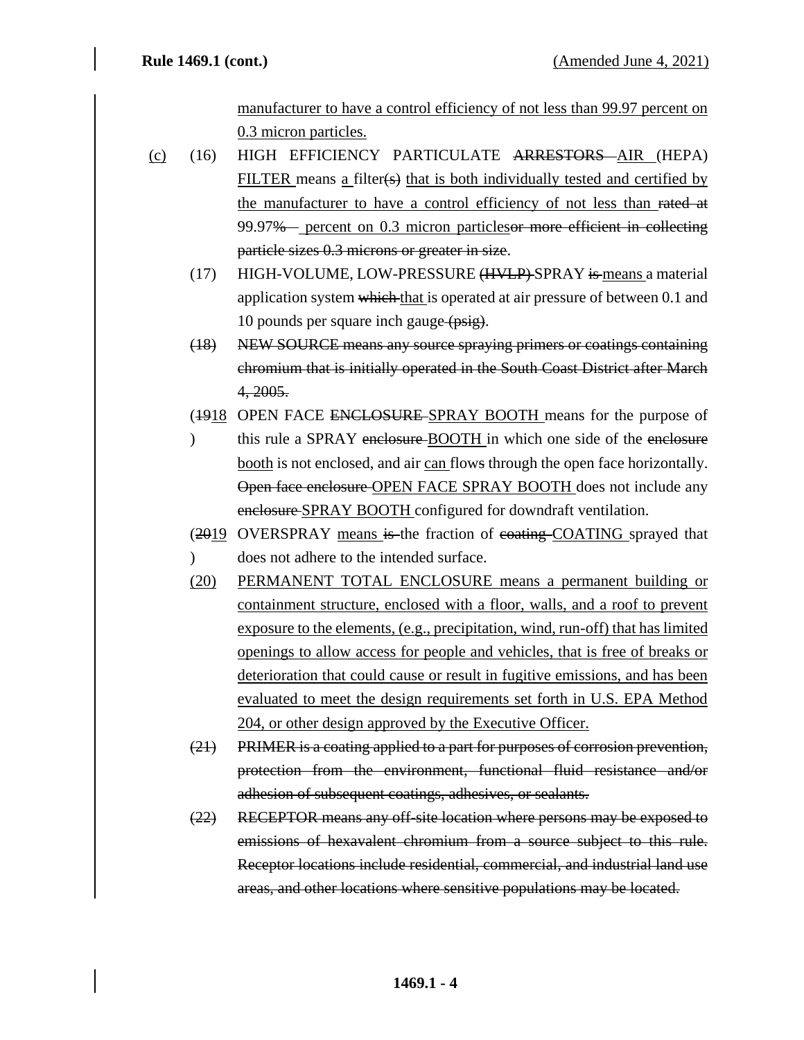manufacturer to have a control efficiency of not less than 99.97 percent on 0.3 micron particles.

(c) (16) HIGH EFFICIENCY PARTICULATE ~~ARRESTORS~~ AIR (HEPA) FILTER means a filter~~(s)~~ that is both individually tested and certified by the manufacturer to have a control efficiency of not less than ~~rated at~~ 99.97~~%~~ percent on 0.3 micron particles~~or more efficient in collecting particle sizes 0.3 microns or greater in size~~.

(17) HIGH-VOLUME, LOW-PRESSURE ~~(HVLP)~~ SPRAY ~~is~~ means a material application system ~~which~~ that is operated at air pressure of between 0.1 and 10 pounds per square inch gauge ~~(psig)~~.

~~(18) NEW SOURCE means any source spraying primers or coatings containing chromium that is initially operated in the South Coast District after March 4, 2005.~~

(~~19~~18) OPEN FACE ~~ENCLOSURE~~ SPRAY BOOTH means for the purpose of this rule a SPRAY ~~enclosure~~ BOOTH in which one side of the ~~enclosure~~ booth is not enclosed, and air can flow~~s~~ through the open face horizontally. ~~Open face enclosure~~ OPEN FACE SPRAY BOOTH does not include any ~~enclosure~~ SPRAY BOOTH configured for downdraft ventilation.

(~~20~~19) OVERSPRAY means ~~is~~ the fraction of ~~coating~~ COATING sprayed that does not adhere to the intended surface.

(20) PERMANENT TOTAL ENCLOSURE means a permanent building or containment structure, enclosed with a floor, walls, and a roof to prevent exposure to the elements, (e.g., precipitation, wind, run-off) that has limited openings to allow access for people and vehicles, that is free of breaks or deterioration that could cause or result in fugitive emissions, and has been evaluated to meet the design requirements set forth in U.S. EPA Method 204, or other design approved by the Executive Officer.

~~(21) PRIMER is a coating applied to a part for purposes of corrosion prevention, protection from the environment, functional fluid resistance and/or adhesion of subsequent coatings, adhesives, or sealants.~~

~~(22) RECEPTOR means any off-site location where persons may be exposed to emissions of hexavalent chromium from a source subject to this rule. Receptor locations include residential, commercial, and industrial land use areas, and other locations where sensitive populations may be located.~~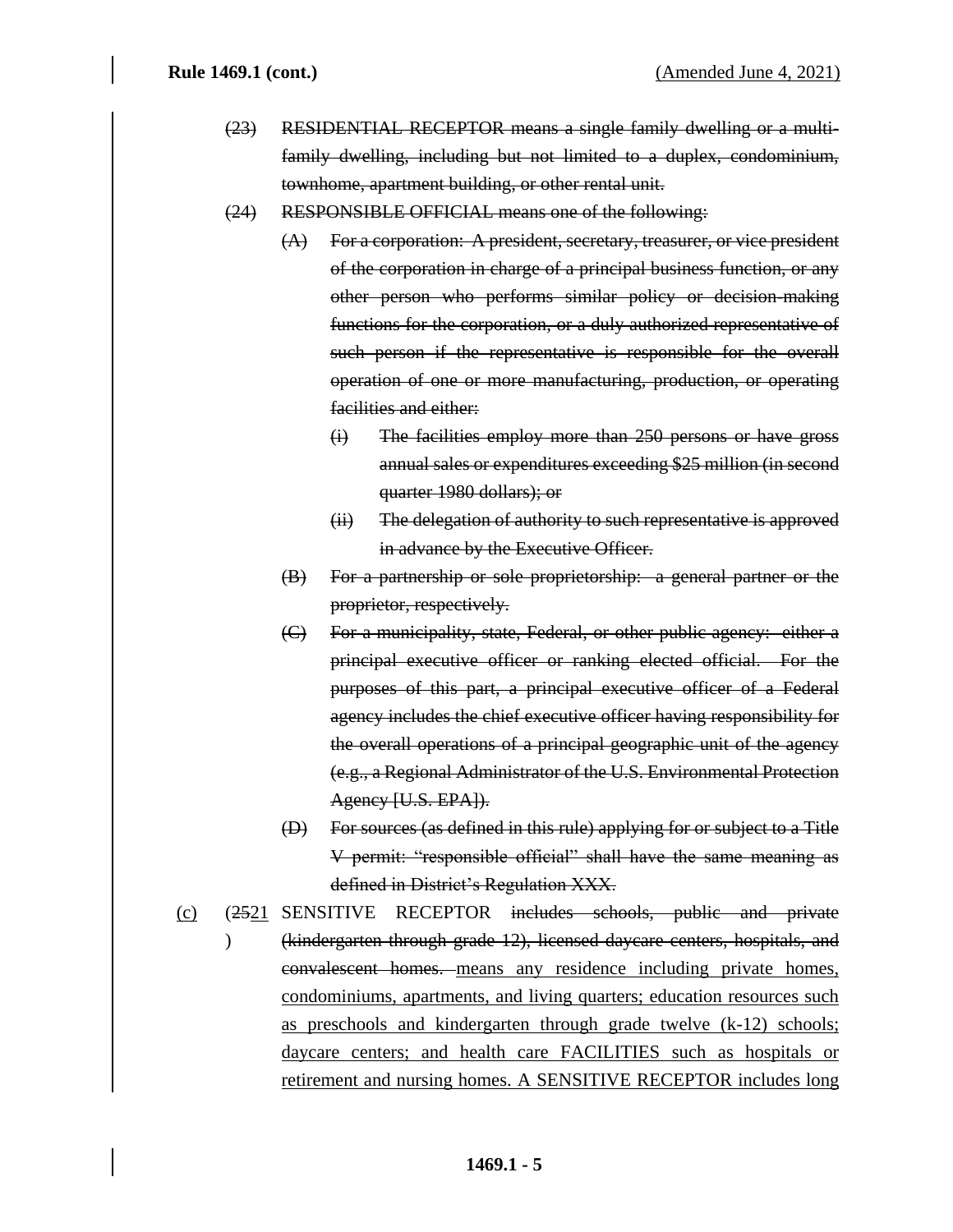~~(23) RESIDENTIAL RECEPTOR means a single family dwelling or a multi-family dwelling, including but not limited to a duplex, condominium, townhome, apartment building, or other rental unit.~~

~~(24) RESPONSIBLE OFFICIAL means one of the following:~~

~~(A) For a corporation: A president, secretary, treasurer, or vice president of the corporation in charge of a principal business function, or any other person who performs similar policy or decision-making functions for the corporation, or a duly authorized representative of such person if the representative is responsible for the overall operation of one or more manufacturing, production, or operating facilities and either:~~

~~(i) The facilities employ more than 250 persons or have gross annual sales or expenditures exceeding $25 million (in second quarter 1980 dollars); or~~

~~(ii) The delegation of authority to such representative is approved in advance by the Executive Officer.~~

~~(B) For a partnership or sole proprietorship: a general partner or the proprietor, respectively.~~

~~(C) For a municipality, state, Federal, or other public agency: either a principal executive officer or ranking elected official. For the purposes of this part, a principal executive officer of a Federal agency includes the chief executive officer having responsibility for the overall operations of a principal geographic unit of the agency (e.g., a Regional Administrator of the U.S. Environmental Protection Agency [U.S. EPA]).~~

~~(D) For sources (as defined in this rule) applying for or subject to a Title V permit: "responsible official" shall have the same meaning as defined in District's Regulation XXX.~~

<u>(c)</u> (~~25~~<u>21</u>) SENSITIVE RECEPTOR ~~includes schools, public and private (kindergarten through grade 12), licensed daycare centers, hospitals, and convalescent homes.~~ <u>means any residence including private homes, condominiums, apartments, and living quarters; education resources such as preschools and kindergarten through grade twelve (k-12) schools; daycare centers; and health care FACILITIES such as hospitals or retirement and nursing homes. A SENSITIVE RECEPTOR includes long</u>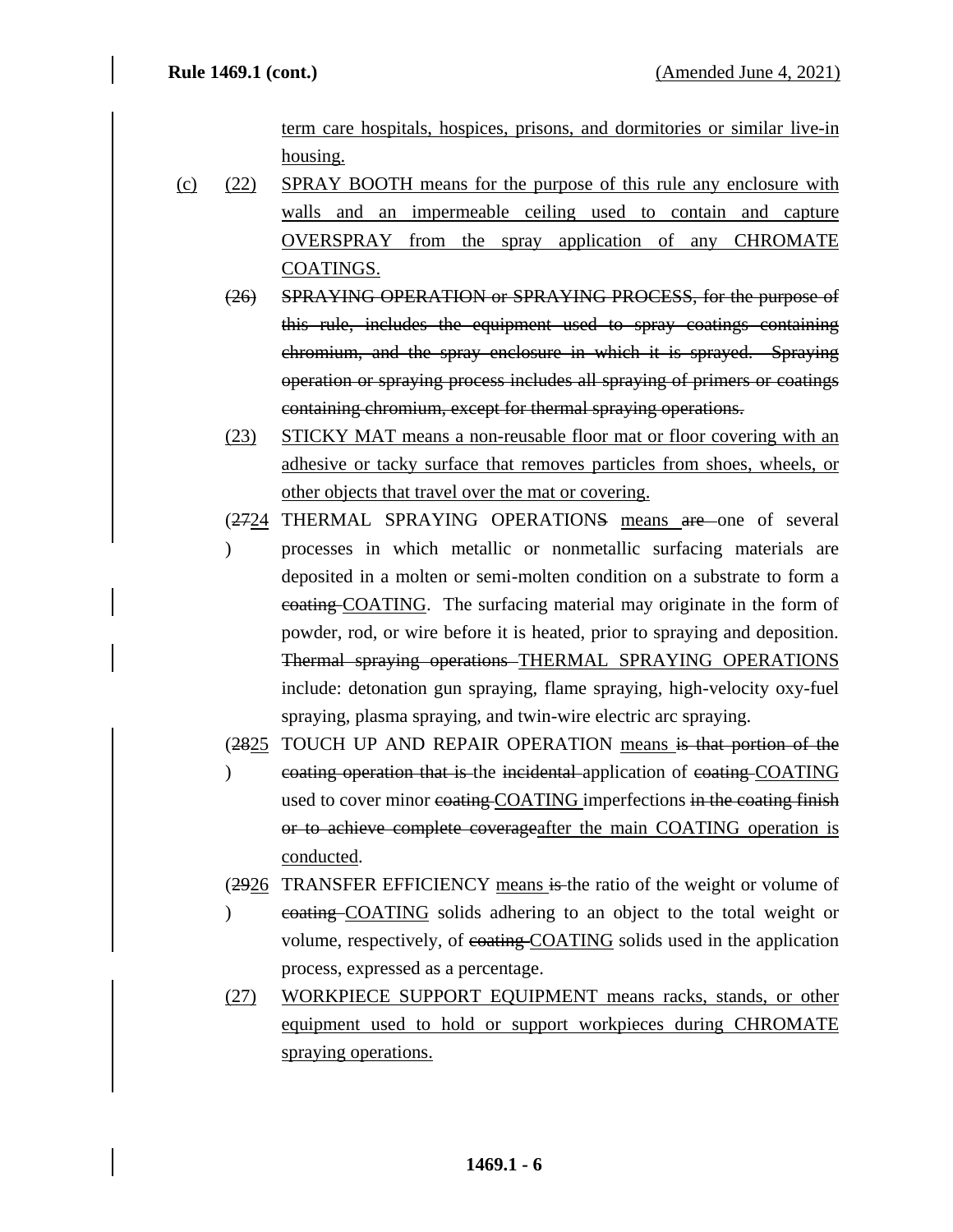term care hospitals, hospices, prisons, and dormitories or similar live-in housing.

(c) (22) SPRAY BOOTH means for the purpose of this rule any enclosure with walls and an impermeable ceiling used to contain and capture OVERSPRAY from the spray application of any CHROMATE COATINGS.

(26) ~~SPRAYING OPERATION or SPRAYING PROCESS, for the purpose of this rule, includes the equipment used to spray coatings containing chromium, and the spray enclosure in which it is sprayed. Spraying operation or spraying process includes all spraying of primers or coatings containing chromium, except for thermal spraying operations.~~

(23) STICKY MAT means a non-reusable floor mat or floor covering with an adhesive or tacky surface that removes particles from shoes, wheels, or other objects that travel over the mat or covering.

(~~27~~24) THERMAL SPRAYING OPERATION~~S~~ means ~~are~~ one of several processes in which metallic or nonmetallic surfacing materials are deposited in a molten or semi-molten condition on a substrate to form a ~~coating~~ COATING. The surfacing material may originate in the form of powder, rod, or wire before it is heated, prior to spraying and deposition. ~~Thermal spraying operations~~ THERMAL SPRAYING OPERATIONS include: detonation gun spraying, flame spraying, high-velocity oxy-fuel spraying, plasma spraying, and twin-wire electric arc spraying.

(~~28~~25) TOUCH UP AND REPAIR OPERATION means ~~is that portion of the coating operation that is~~ the ~~incidental~~ application of ~~coating~~ COATING used to cover minor ~~coating~~ COATING imperfections ~~in the coating finish or to achieve complete coverage~~after the main COATING operation is conducted.

(~~29~~26) TRANSFER EFFICIENCY means ~~is~~ the ratio of the weight or volume of ~~coating~~ COATING solids adhering to an object to the total weight or volume, respectively, of ~~coating~~ COATING solids used in the application process, expressed as a percentage.

(27) WORKPIECE SUPPORT EQUIPMENT means racks, stands, or other equipment used to hold or support workpieces during CHROMATE spraying operations.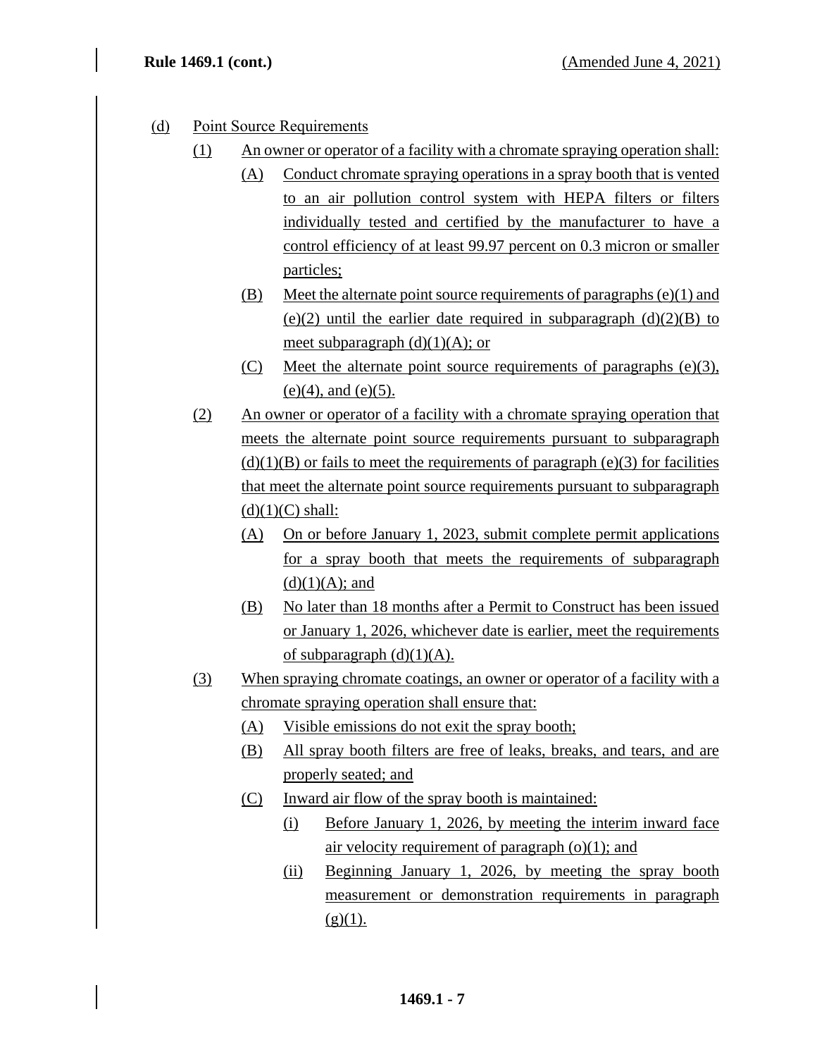(d) Point Source Requirements

(1) An owner or operator of a facility with a chromate spraying operation shall:

(A) Conduct chromate spraying operations in a spray booth that is vented to an air pollution control system with HEPA filters or filters individually tested and certified by the manufacturer to have a control efficiency of at least 99.97 percent on 0.3 micron or smaller particles;

(B) Meet the alternate point source requirements of paragraphs (e)(1) and (e)(2) until the earlier date required in subparagraph (d)(2)(B) to meet subparagraph (d)(1)(A); or

(C) Meet the alternate point source requirements of paragraphs (e)(3), (e)(4), and (e)(5).

(2) An owner or operator of a facility with a chromate spraying operation that meets the alternate point source requirements pursuant to subparagraph (d)(1)(B) or fails to meet the requirements of paragraph (e)(3) for facilities that meet the alternate point source requirements pursuant to subparagraph (d)(1)(C) shall:

(A) On or before January 1, 2023, submit complete permit applications for a spray booth that meets the requirements of subparagraph (d)(1)(A); and

(B) No later than 18 months after a Permit to Construct has been issued or January 1, 2026, whichever date is earlier, meet the requirements of subparagraph (d)(1)(A).

(3) When spraying chromate coatings, an owner or operator of a facility with a chromate spraying operation shall ensure that:

(A) Visible emissions do not exit the spray booth;

(B) All spray booth filters are free of leaks, breaks, and tears, and are properly seated; and

(C) Inward air flow of the spray booth is maintained:

(i) Before January 1, 2026, by meeting the interim inward face air velocity requirement of paragraph (o)(1); and

(ii) Beginning January 1, 2026, by meeting the spray booth measurement or demonstration requirements in paragraph (g)(1).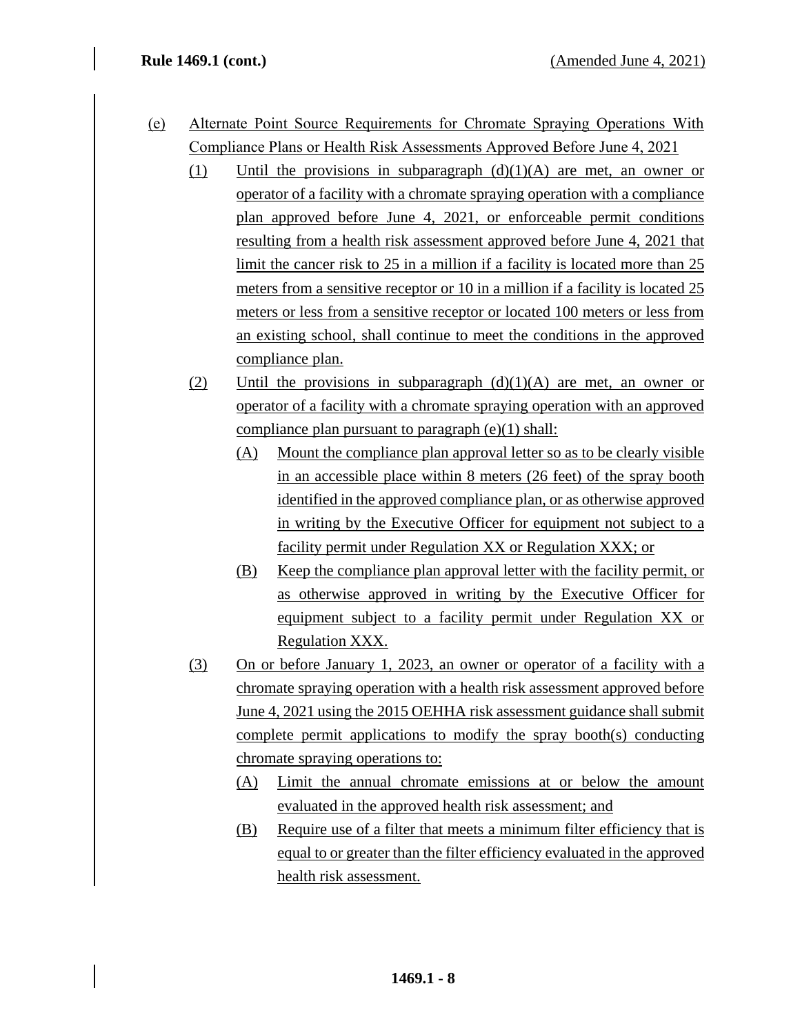(e) Alternate Point Source Requirements for Chromate Spraying Operations With Compliance Plans or Health Risk Assessments Approved Before June 4, 2021

(1) Until the provisions in subparagraph (d)(1)(A) are met, an owner or operator of a facility with a chromate spraying operation with a compliance plan approved before June 4, 2021, or enforceable permit conditions resulting from a health risk assessment approved before June 4, 2021 that limit the cancer risk to 25 in a million if a facility is located more than 25 meters from a sensitive receptor or 10 in a million if a facility is located 25 meters or less from a sensitive receptor or located 100 meters or less from an existing school, shall continue to meet the conditions in the approved compliance plan.

(2) Until the provisions in subparagraph (d)(1)(A) are met, an owner or operator of a facility with a chromate spraying operation with an approved compliance plan pursuant to paragraph (e)(1) shall:

(A) Mount the compliance plan approval letter so as to be clearly visible in an accessible place within 8 meters (26 feet) of the spray booth identified in the approved compliance plan, or as otherwise approved in writing by the Executive Officer for equipment not subject to a facility permit under Regulation XX or Regulation XXX; or

(B) Keep the compliance plan approval letter with the facility permit, or as otherwise approved in writing by the Executive Officer for equipment subject to a facility permit under Regulation XX or Regulation XXX.

(3) On or before January 1, 2023, an owner or operator of a facility with a chromate spraying operation with a health risk assessment approved before June 4, 2021 using the 2015 OEHHA risk assessment guidance shall submit complete permit applications to modify the spray booth(s) conducting chromate spraying operations to:

(A) Limit the annual chromate emissions at or below the amount evaluated in the approved health risk assessment; and

(B) Require use of a filter that meets a minimum filter efficiency that is equal to or greater than the filter efficiency evaluated in the approved health risk assessment.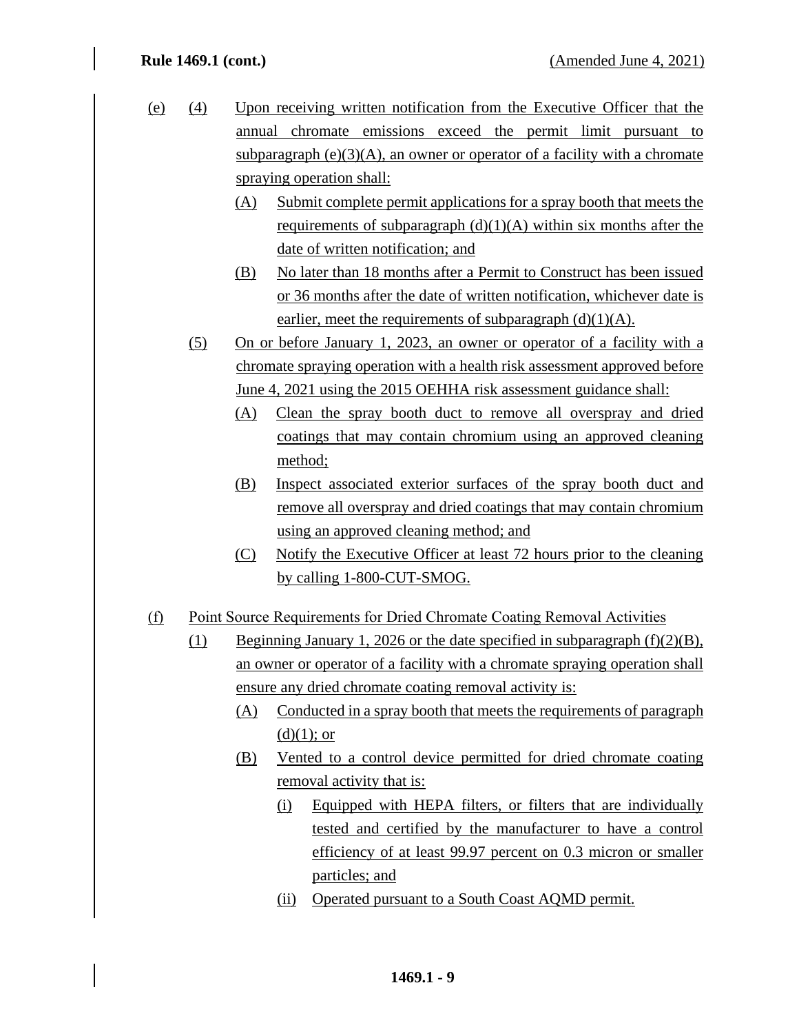(e) (4) Upon receiving written notification from the Executive Officer that the annual chromate emissions exceed the permit limit pursuant to subparagraph (e)(3)(A), an owner or operator of a facility with a chromate spraying operation shall:

(A) Submit complete permit applications for a spray booth that meets the requirements of subparagraph (d)(1)(A) within six months after the date of written notification; and

(B) No later than 18 months after a Permit to Construct has been issued or 36 months after the date of written notification, whichever date is earlier, meet the requirements of subparagraph (d)(1)(A).

(5) On or before January 1, 2023, an owner or operator of a facility with a chromate spraying operation with a health risk assessment approved before June 4, 2021 using the 2015 OEHHA risk assessment guidance shall:

(A) Clean the spray booth duct to remove all overspray and dried coatings that may contain chromium using an approved cleaning method;

(B) Inspect associated exterior surfaces of the spray booth duct and remove all overspray and dried coatings that may contain chromium using an approved cleaning method; and

(C) Notify the Executive Officer at least 72 hours prior to the cleaning by calling 1-800-CUT-SMOG.

(f) Point Source Requirements for Dried Chromate Coating Removal Activities

(1) Beginning January 1, 2026 or the date specified in subparagraph (f)(2)(B), an owner or operator of a facility with a chromate spraying operation shall ensure any dried chromate coating removal activity is:

(A) Conducted in a spray booth that meets the requirements of paragraph (d)(1); or

(B) Vented to a control device permitted for dried chromate coating removal activity that is:

(i) Equipped with HEPA filters, or filters that are individually tested and certified by the manufacturer to have a control efficiency of at least 99.97 percent on 0.3 micron or smaller particles; and

(ii) Operated pursuant to a South Coast AQMD permit.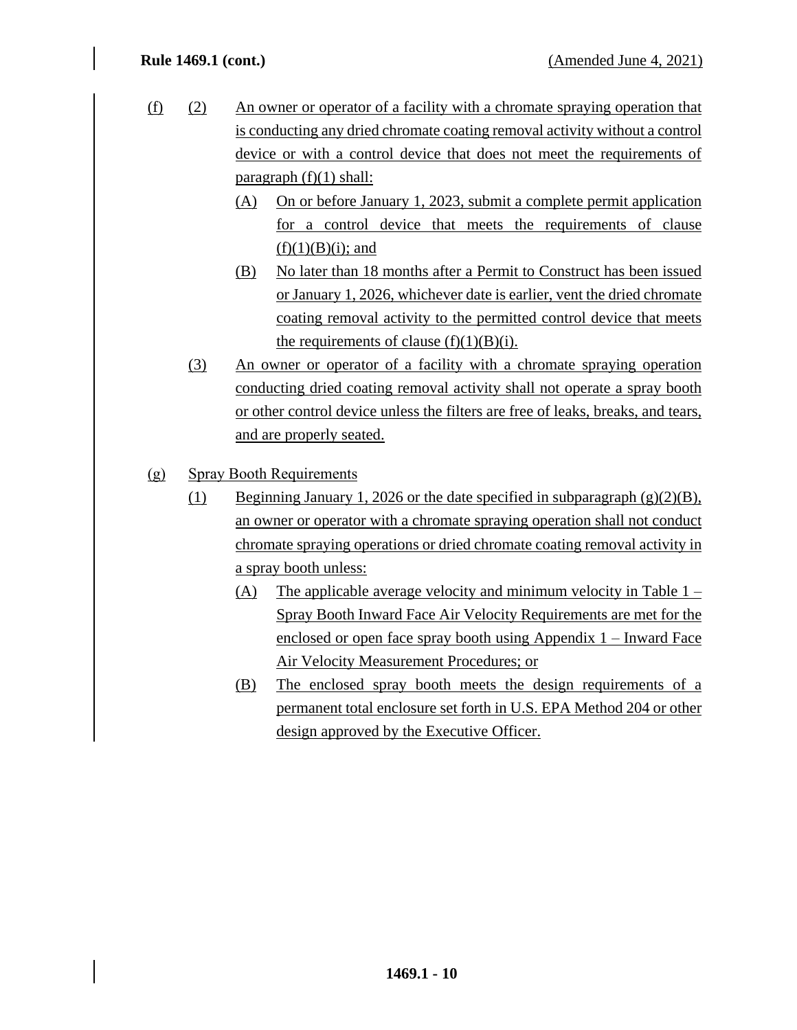(f) (2) An owner or operator of a facility with a chromate spraying operation that is conducting any dried chromate coating removal activity without a control device or with a control device that does not meet the requirements of paragraph (f)(1) shall:

- (A) On or before January 1, 2023, submit a complete permit application for a control device that meets the requirements of clause (f)(1)(B)(i); and
- (B) No later than 18 months after a Permit to Construct has been issued or January 1, 2026, whichever date is earlier, vent the dried chromate coating removal activity to the permitted control device that meets the requirements of clause (f)(1)(B)(i).

(3) An owner or operator of a facility with a chromate spraying operation conducting dried coating removal activity shall not operate a spray booth or other control device unless the filters are free of leaks, breaks, and tears, and are properly seated.

(g) Spray Booth Requirements

(1) Beginning January 1, 2026 or the date specified in subparagraph (g)(2)(B), an owner or operator with a chromate spraying operation shall not conduct chromate spraying operations or dried chromate coating removal activity in a spray booth unless:

- (A) The applicable average velocity and minimum velocity in Table 1 – Spray Booth Inward Face Air Velocity Requirements are met for the enclosed or open face spray booth using Appendix 1 – Inward Face Air Velocity Measurement Procedures; or
- (B) The enclosed spray booth meets the design requirements of a permanent total enclosure set forth in U.S. EPA Method 204 or other design approved by the Executive Officer.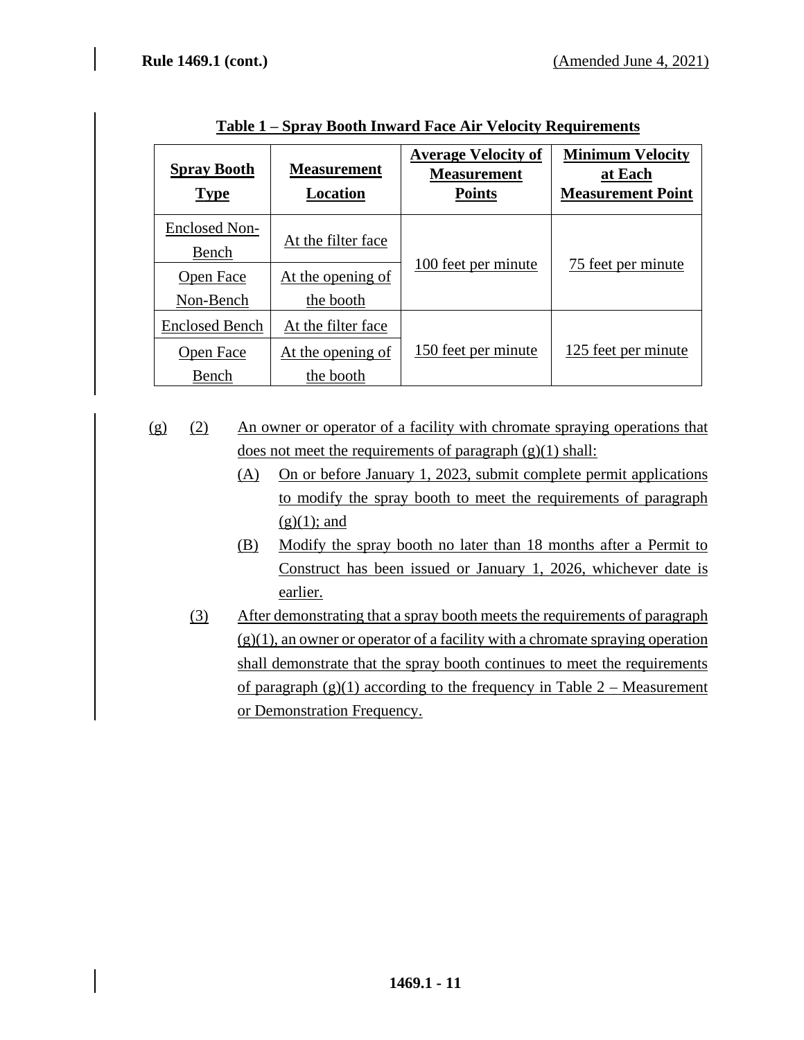**Table 1 – Spray Booth Inward Face Air Velocity Requirements**

| Spray Booth Type | Measurement Location | Average Velocity of Measurement Points | Minimum Velocity at Each Measurement Point |
|---|---|---|---|
| Enclosed Non-Bench | At the filter face | 100 feet per minute | 75 feet per minute |
| Open Face Non-Bench | At the opening of the booth | | |
| Enclosed Bench | At the filter face | 150 feet per minute | 125 feet per minute |
| Open Face Bench | At the opening of the booth | | |

(g) (2) An owner or operator of a facility with chromate spraying operations that does not meet the requirements of paragraph (g)(1) shall:

(A) On or before January 1, 2023, submit complete permit applications to modify the spray booth to meet the requirements of paragraph (g)(1); and

(B) Modify the spray booth no later than 18 months after a Permit to Construct has been issued or January 1, 2026, whichever date is earlier.

(3) After demonstrating that a spray booth meets the requirements of paragraph (g)(1), an owner or operator of a facility with a chromate spraying operation shall demonstrate that the spray booth continues to meet the requirements of paragraph (g)(1) according to the frequency in Table 2 – Measurement or Demonstration Frequency.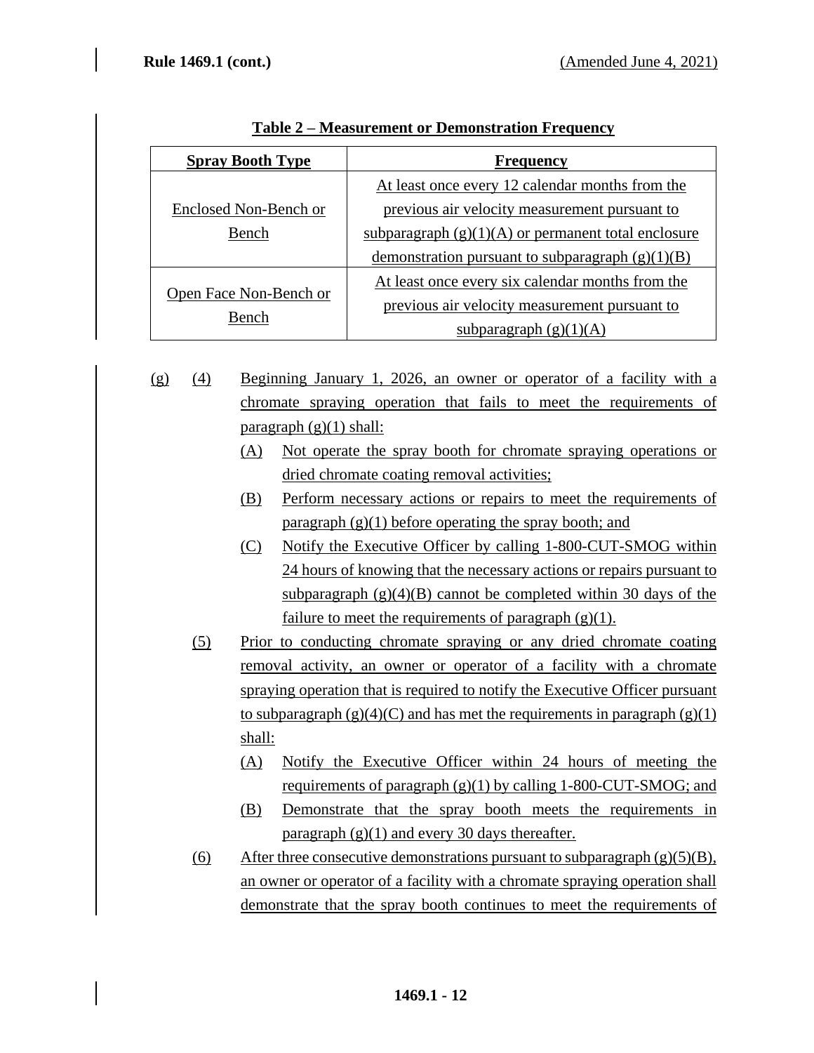**Table 2 – Measurement or Demonstration Frequency**

| Spray Booth Type | Frequency |
|---|---|
| Enclosed Non-Bench or Bench | At least once every 12 calendar months from the previous air velocity measurement pursuant to subparagraph (g)(1)(A) or permanent total enclosure demonstration pursuant to subparagraph (g)(1)(B) |
| Open Face Non-Bench or Bench | At least once every six calendar months from the previous air velocity measurement pursuant to subparagraph (g)(1)(A) |

(g) (4) Beginning January 1, 2026, an owner or operator of a facility with a chromate spraying operation that fails to meet the requirements of paragraph (g)(1) shall:

(A) Not operate the spray booth for chromate spraying operations or dried chromate coating removal activities;

(B) Perform necessary actions or repairs to meet the requirements of paragraph (g)(1) before operating the spray booth; and

(C) Notify the Executive Officer by calling 1-800-CUT-SMOG within 24 hours of knowing that the necessary actions or repairs pursuant to subparagraph (g)(4)(B) cannot be completed within 30 days of the failure to meet the requirements of paragraph (g)(1).

(5) Prior to conducting chromate spraying or any dried chromate coating removal activity, an owner or operator of a facility with a chromate spraying operation that is required to notify the Executive Officer pursuant to subparagraph (g)(4)(C) and has met the requirements in paragraph (g)(1) shall:

(A) Notify the Executive Officer within 24 hours of meeting the requirements of paragraph (g)(1) by calling 1-800-CUT-SMOG; and

(B) Demonstrate that the spray booth meets the requirements in paragraph (g)(1) and every 30 days thereafter.

(6) After three consecutive demonstrations pursuant to subparagraph (g)(5)(B), an owner or operator of a facility with a chromate spraying operation shall demonstrate that the spray booth continues to meet the requirements of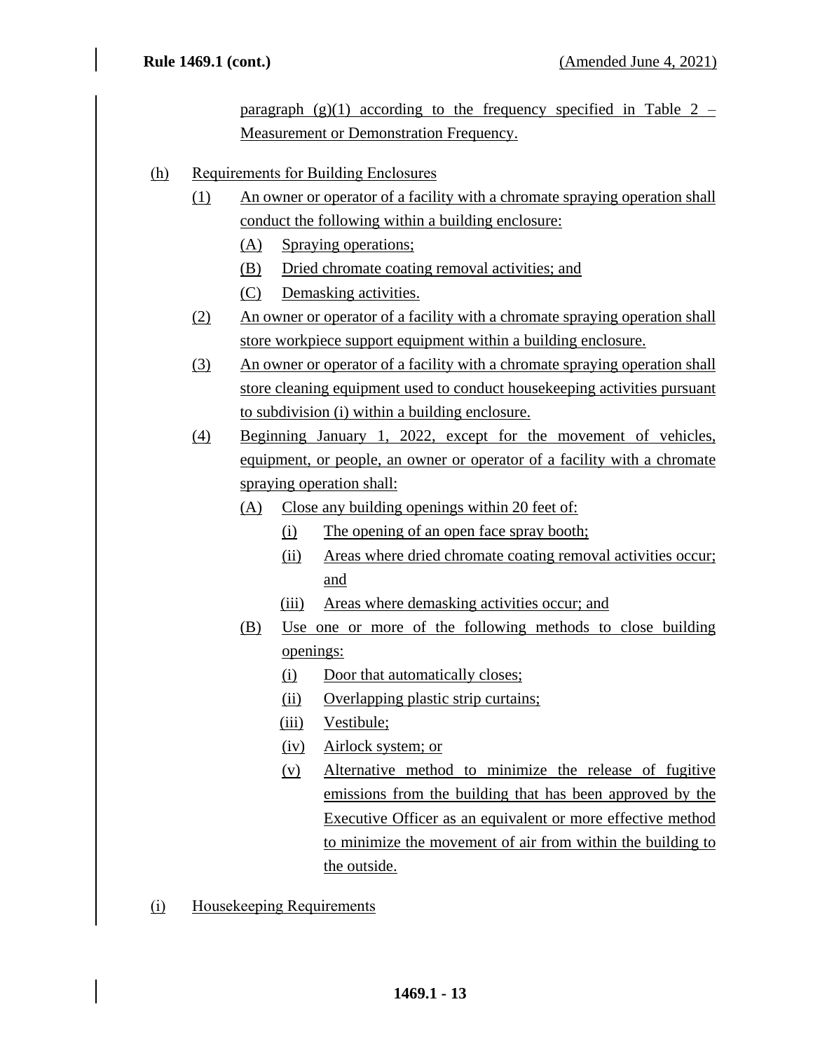paragraph (g)(1) according to the frequency specified in Table 2 – Measurement or Demonstration Frequency.

(h) Requirements for Building Enclosures

(1) An owner or operator of a facility with a chromate spraying operation shall conduct the following within a building enclosure:

(A) Spraying operations;

(B) Dried chromate coating removal activities; and

(C) Demasking activities.

(2) An owner or operator of a facility with a chromate spraying operation shall store workpiece support equipment within a building enclosure.

(3) An owner or operator of a facility with a chromate spraying operation shall store cleaning equipment used to conduct housekeeping activities pursuant to subdivision (i) within a building enclosure.

(4) Beginning January 1, 2022, except for the movement of vehicles, equipment, or people, an owner or operator of a facility with a chromate spraying operation shall:

(A) Close any building openings within 20 feet of:

(i) The opening of an open face spray booth;

(ii) Areas where dried chromate coating removal activities occur; and

(iii) Areas where demasking activities occur; and

(B) Use one or more of the following methods to close building openings:

(i) Door that automatically closes;

(ii) Overlapping plastic strip curtains;

(iii) Vestibule;

(iv) Airlock system; or

(v) Alternative method to minimize the release of fugitive emissions from the building that has been approved by the Executive Officer as an equivalent or more effective method to minimize the movement of air from within the building to the outside.

(i) Housekeeping Requirements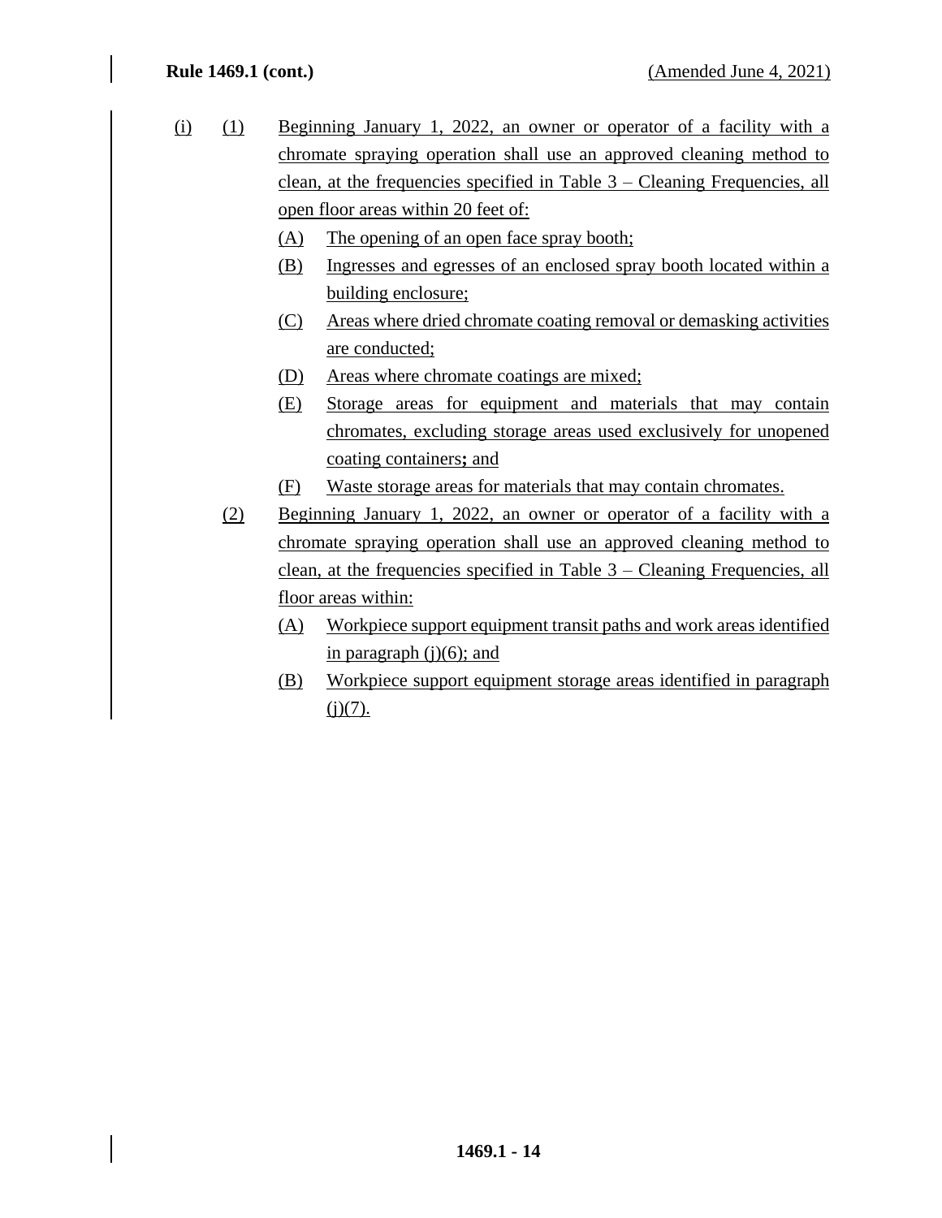(i) (1) Beginning January 1, 2022, an owner or operator of a facility with a chromate spraying operation shall use an approved cleaning method to clean, at the frequencies specified in Table 3 – Cleaning Frequencies, all open floor areas within 20 feet of:

- (A) The opening of an open face spray booth;
- (B) Ingresses and egresses of an enclosed spray booth located within a building enclosure;
- (C) Areas where dried chromate coating removal or demasking activities are conducted;
- (D) Areas where chromate coatings are mixed;
- (E) Storage areas for equipment and materials that may contain chromates, excluding storage areas used exclusively for unopened coating containers; and
- (F) Waste storage areas for materials that may contain chromates.

(2) Beginning January 1, 2022, an owner or operator of a facility with a chromate spraying operation shall use an approved cleaning method to clean, at the frequencies specified in Table 3 – Cleaning Frequencies, all floor areas within:

- (A) Workpiece support equipment transit paths and work areas identified in paragraph (j)(6); and
- (B) Workpiece support equipment storage areas identified in paragraph (j)(7).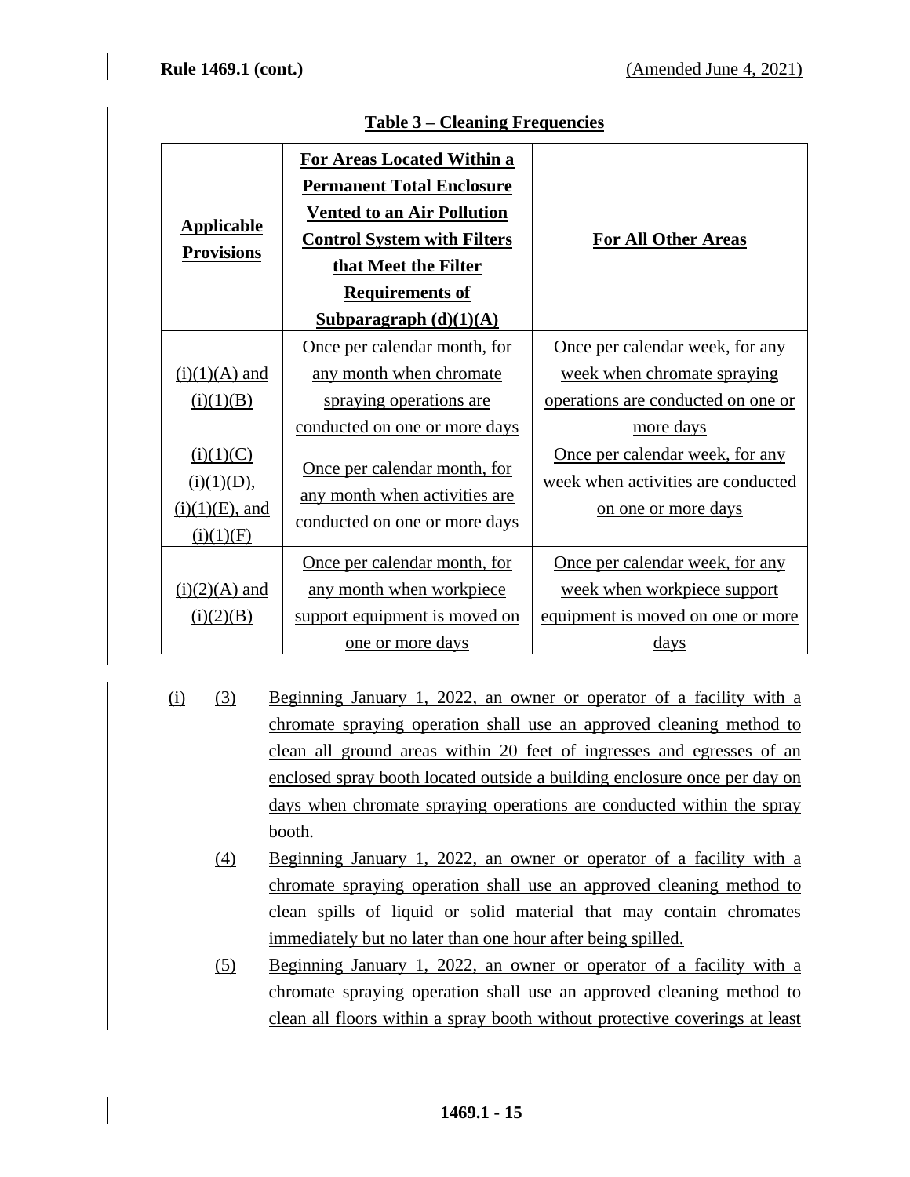**Table 3 – Cleaning Frequencies**

| Applicable Provisions | For Areas Located Within a Permanent Total Enclosure Vented to an Air Pollution Control System with Filters that Meet the Filter Requirements of Subparagraph (d)(1)(A) | For All Other Areas |
|---|---|---|
| (i)(1)(A) and (i)(1)(B) | Once per calendar month, for any month when chromate spraying operations are conducted on one or more days | Once per calendar week, for any week when chromate spraying operations are conducted on one or more days |
| (i)(1)(C) (i)(1)(D), (i)(1)(E), and (i)(1)(F) | Once per calendar month, for any month when activities are conducted on one or more days | Once per calendar week, for any week when activities are conducted on one or more days |
| (i)(2)(A) and (i)(2)(B) | Once per calendar month, for any month when workpiece support equipment is moved on one or more days | Once per calendar week, for any week when workpiece support equipment is moved on one or more days |

(i) (3) Beginning January 1, 2022, an owner or operator of a facility with a chromate spraying operation shall use an approved cleaning method to clean all ground areas within 20 feet of ingresses and egresses of an enclosed spray booth located outside a building enclosure once per day on days when chromate spraying operations are conducted within the spray booth.

(4) Beginning January 1, 2022, an owner or operator of a facility with a chromate spraying operation shall use an approved cleaning method to clean spills of liquid or solid material that may contain chromates immediately but no later than one hour after being spilled.

(5) Beginning January 1, 2022, an owner or operator of a facility with a chromate spraying operation shall use an approved cleaning method to clean all floors within a spray booth without protective coverings at least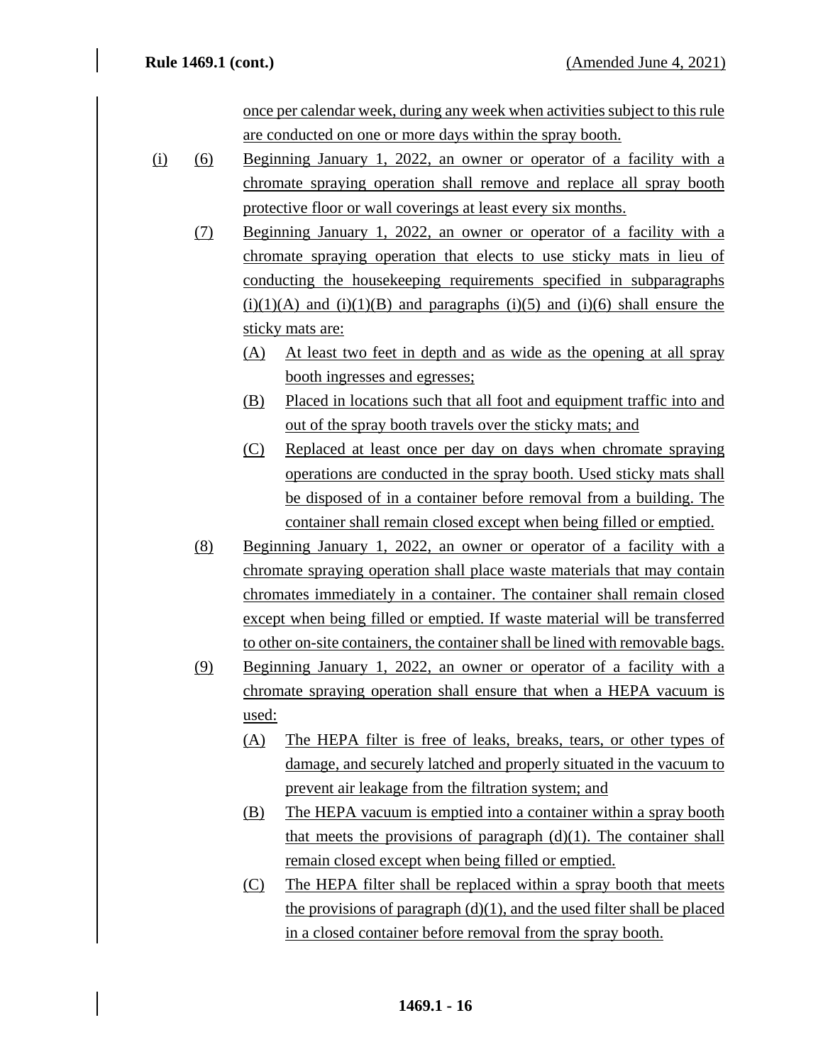once per calendar week, during any week when activities subject to this rule are conducted on one or more days within the spray booth.

(i) (6) Beginning January 1, 2022, an owner or operator of a facility with a chromate spraying operation shall remove and replace all spray booth protective floor or wall coverings at least every six months.

(7) Beginning January 1, 2022, an owner or operator of a facility with a chromate spraying operation that elects to use sticky mats in lieu of conducting the housekeeping requirements specified in subparagraphs (i)(1)(A) and (i)(1)(B) and paragraphs (i)(5) and (i)(6) shall ensure the sticky mats are:

(A) At least two feet in depth and as wide as the opening at all spray booth ingresses and egresses;

(B) Placed in locations such that all foot and equipment traffic into and out of the spray booth travels over the sticky mats; and

(C) Replaced at least once per day on days when chromate spraying operations are conducted in the spray booth. Used sticky mats shall be disposed of in a container before removal from a building. The container shall remain closed except when being filled or emptied.

(8) Beginning January 1, 2022, an owner or operator of a facility with a chromate spraying operation shall place waste materials that may contain chromates immediately in a container. The container shall remain closed except when being filled or emptied. If waste material will be transferred to other on-site containers, the container shall be lined with removable bags.

(9) Beginning January 1, 2022, an owner or operator of a facility with a chromate spraying operation shall ensure that when a HEPA vacuum is used:

(A) The HEPA filter is free of leaks, breaks, tears, or other types of damage, and securely latched and properly situated in the vacuum to prevent air leakage from the filtration system; and

(B) The HEPA vacuum is emptied into a container within a spray booth that meets the provisions of paragraph (d)(1). The container shall remain closed except when being filled or emptied.

(C) The HEPA filter shall be replaced within a spray booth that meets the provisions of paragraph (d)(1), and the used filter shall be placed in a closed container before removal from the spray booth.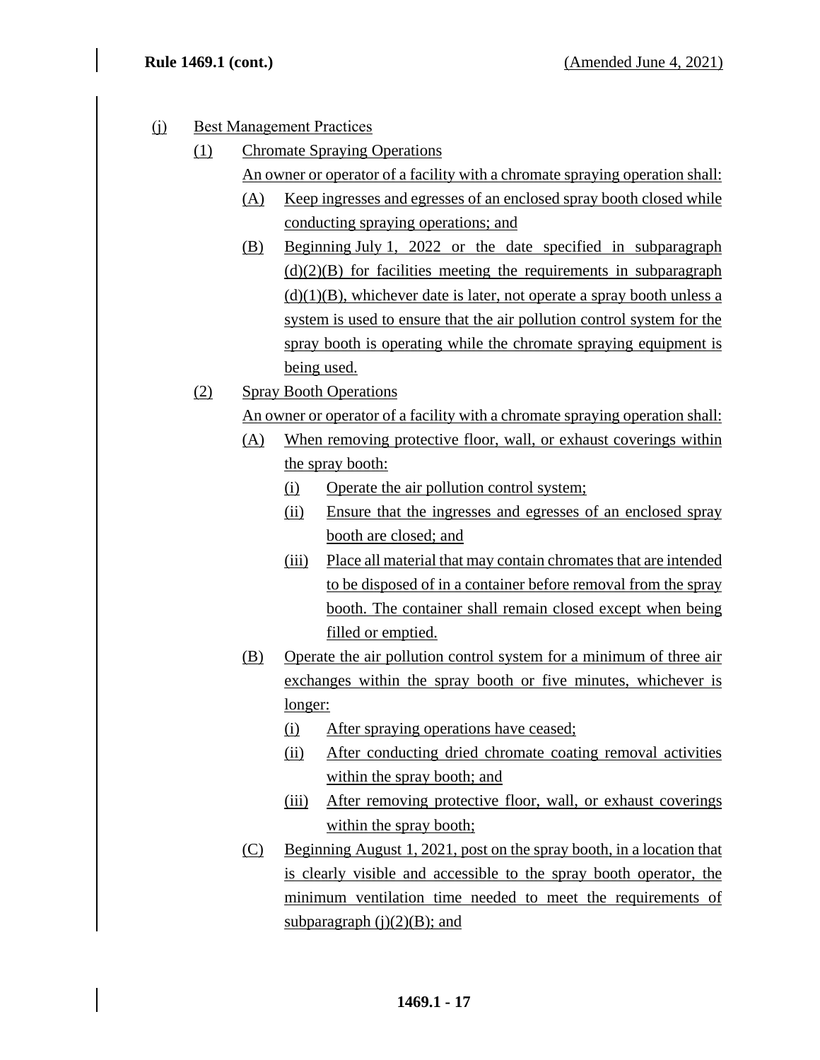(j) Best Management Practices

(1) Chromate Spraying Operations

An owner or operator of a facility with a chromate spraying operation shall:

(A) Keep ingresses and egresses of an enclosed spray booth closed while conducting spraying operations; and

(B) Beginning July 1, 2022 or the date specified in subparagraph (d)(2)(B) for facilities meeting the requirements in subparagraph (d)(1)(B), whichever date is later, not operate a spray booth unless a system is used to ensure that the air pollution control system for the spray booth is operating while the chromate spraying equipment is being used.

(2) Spray Booth Operations

An owner or operator of a facility with a chromate spraying operation shall:

(A) When removing protective floor, wall, or exhaust coverings within the spray booth:

(i) Operate the air pollution control system;

(ii) Ensure that the ingresses and egresses of an enclosed spray booth are closed; and

(iii) Place all material that may contain chromates that are intended to be disposed of in a container before removal from the spray booth. The container shall remain closed except when being filled or emptied.

(B) Operate the air pollution control system for a minimum of three air exchanges within the spray booth or five minutes, whichever is longer:

(i) After spraying operations have ceased;

(ii) After conducting dried chromate coating removal activities within the spray booth; and

(iii) After removing protective floor, wall, or exhaust coverings within the spray booth;

(C) Beginning August 1, 2021, post on the spray booth, in a location that is clearly visible and accessible to the spray booth operator, the minimum ventilation time needed to meet the requirements of subparagraph (j)(2)(B); and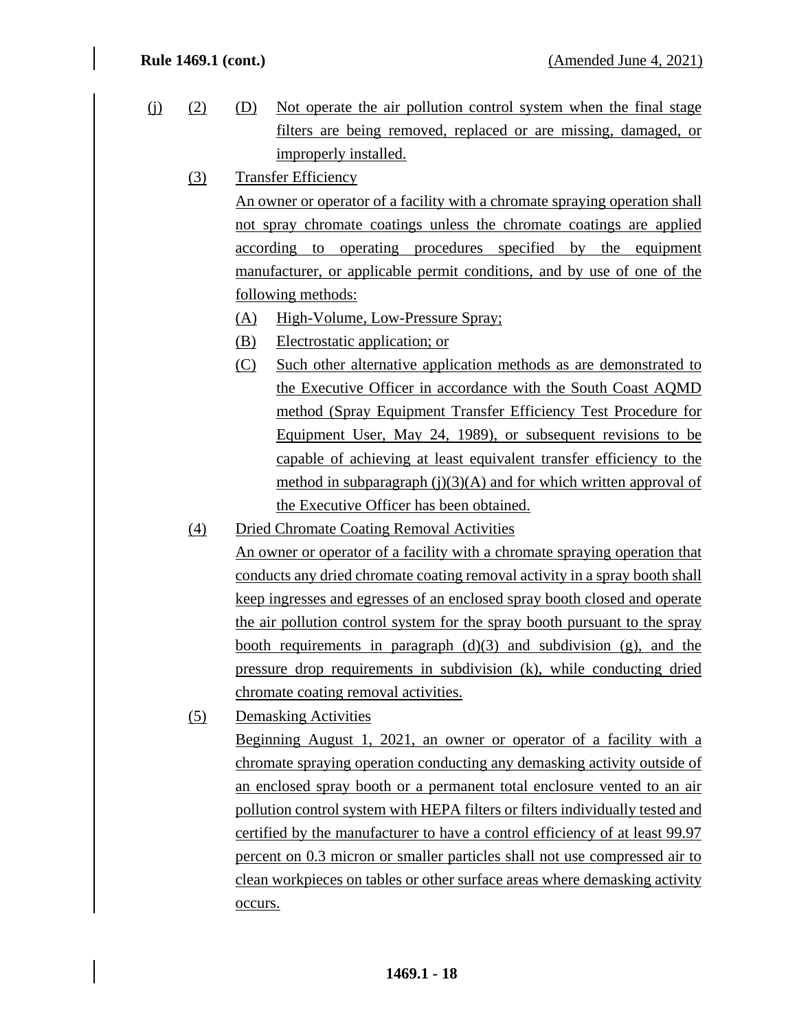(j) (2) (D) Not operate the air pollution control system when the final stage filters are being removed, replaced or are missing, damaged, or improperly installed.

(3) Transfer Efficiency

An owner or operator of a facility with a chromate spraying operation shall not spray chromate coatings unless the chromate coatings are applied according to operating procedures specified by the equipment manufacturer, or applicable permit conditions, and by use of one of the following methods:

(A) High-Volume, Low-Pressure Spray;

(B) Electrostatic application; or

(C) Such other alternative application methods as are demonstrated to the Executive Officer in accordance with the South Coast AQMD method (Spray Equipment Transfer Efficiency Test Procedure for Equipment User, May 24, 1989), or subsequent revisions to be capable of achieving at least equivalent transfer efficiency to the method in subparagraph (j)(3)(A) and for which written approval of the Executive Officer has been obtained.

(4) Dried Chromate Coating Removal Activities

An owner or operator of a facility with a chromate spraying operation that conducts any dried chromate coating removal activity in a spray booth shall keep ingresses and egresses of an enclosed spray booth closed and operate the air pollution control system for the spray booth pursuant to the spray booth requirements in paragraph (d)(3) and subdivision (g), and the pressure drop requirements in subdivision (k), while conducting dried chromate coating removal activities.

(5) Demasking Activities

Beginning August 1, 2021, an owner or operator of a facility with a chromate spraying operation conducting any demasking activity outside of an enclosed spray booth or a permanent total enclosure vented to an air pollution control system with HEPA filters or filters individually tested and certified by the manufacturer to have a control efficiency of at least 99.97 percent on 0.3 micron or smaller particles shall not use compressed air to clean workpieces on tables or other surface areas where demasking activity occurs.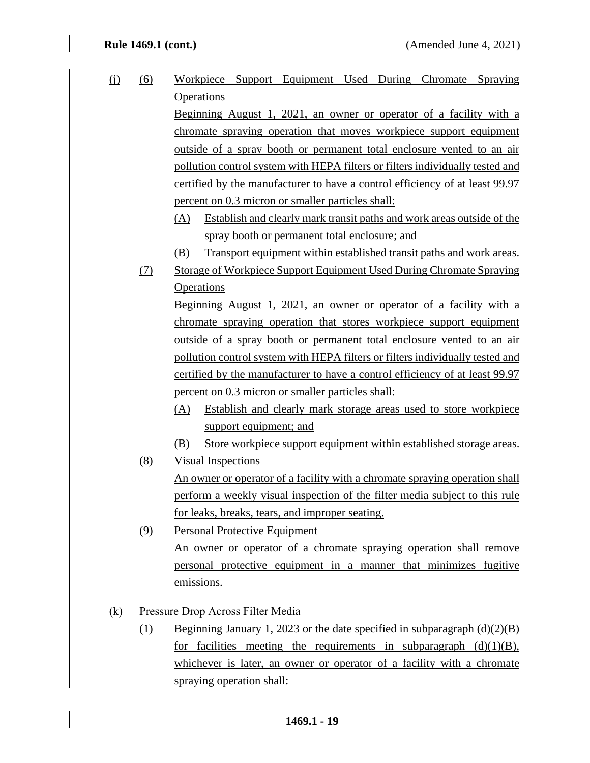(j) (6) Workpiece Support Equipment Used During Chromate Spraying Operations

Beginning August 1, 2021, an owner or operator of a facility with a chromate spraying operation that moves workpiece support equipment outside of a spray booth or permanent total enclosure vented to an air pollution control system with HEPA filters or filters individually tested and certified by the manufacturer to have a control efficiency of at least 99.97 percent on 0.3 micron or smaller particles shall:

(A) Establish and clearly mark transit paths and work areas outside of the spray booth or permanent total enclosure; and

(B) Transport equipment within established transit paths and work areas.

(7) Storage of Workpiece Support Equipment Used During Chromate Spraying Operations

Beginning August 1, 2021, an owner or operator of a facility with a chromate spraying operation that stores workpiece support equipment outside of a spray booth or permanent total enclosure vented to an air pollution control system with HEPA filters or filters individually tested and certified by the manufacturer to have a control efficiency of at least 99.97 percent on 0.3 micron or smaller particles shall:

(A) Establish and clearly mark storage areas used to store workpiece support equipment; and

(B) Store workpiece support equipment within established storage areas.

(8) Visual Inspections

An owner or operator of a facility with a chromate spraying operation shall perform a weekly visual inspection of the filter media subject to this rule for leaks, breaks, tears, and improper seating.

(9) Personal Protective Equipment

An owner or operator of a chromate spraying operation shall remove personal protective equipment in a manner that minimizes fugitive emissions.

(k) Pressure Drop Across Filter Media

(1) Beginning January 1, 2023 or the date specified in subparagraph (d)(2)(B) for facilities meeting the requirements in subparagraph (d)(1)(B), whichever is later, an owner or operator of a facility with a chromate spraying operation shall: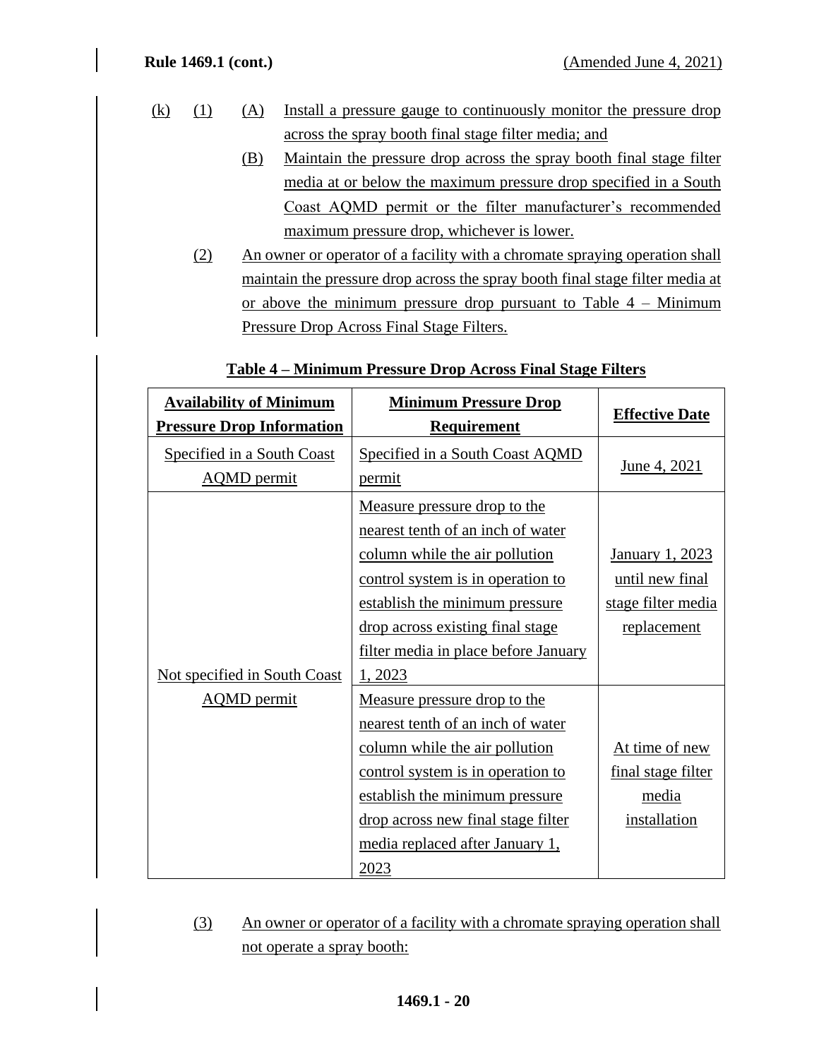(k) (1) (A) Install a pressure gauge to continuously monitor the pressure drop across the spray booth final stage filter media; and

(B) Maintain the pressure drop across the spray booth final stage filter media at or below the maximum pressure drop specified in a South Coast AQMD permit or the filter manufacturer's recommended maximum pressure drop, whichever is lower.

(2) An owner or operator of a facility with a chromate spraying operation shall maintain the pressure drop across the spray booth final stage filter media at or above the minimum pressure drop pursuant to Table 4 – Minimum Pressure Drop Across Final Stage Filters.

**Table 4 – Minimum Pressure Drop Across Final Stage Filters**

| Availability of Minimum Pressure Drop Information | Minimum Pressure Drop Requirement | Effective Date |
|---|---|---|
| Specified in a South Coast AQMD permit | Specified in a South Coast AQMD permit | June 4, 2021 |
| Not specified in South Coast AQMD permit | Measure pressure drop to the nearest tenth of an inch of water column while the air pollution control system is in operation to establish the minimum pressure drop across existing final stage filter media in place before January 1, 2023 | January 1, 2023 until new final stage filter media replacement |
| | Measure pressure drop to the nearest tenth of an inch of water column while the air pollution control system is in operation to establish the minimum pressure drop across new final stage filter media replaced after January 1, 2023 | At time of new final stage filter media installation |

(3) An owner or operator of a facility with a chromate spraying operation shall not operate a spray booth: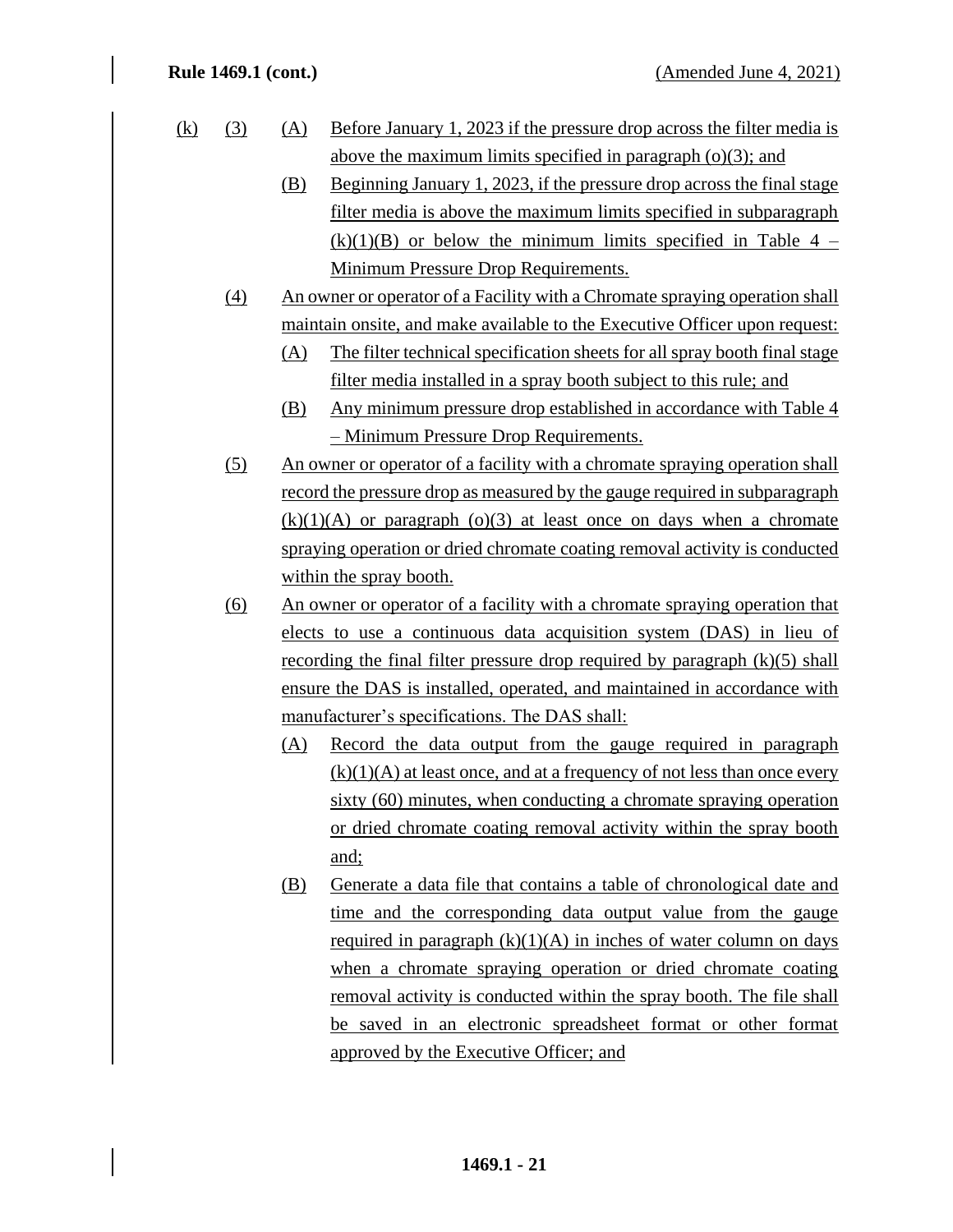(k) (3) (A) Before January 1, 2023 if the pressure drop across the filter media is above the maximum limits specified in paragraph (o)(3); and

(B) Beginning January 1, 2023, if the pressure drop across the final stage filter media is above the maximum limits specified in subparagraph (k)(1)(B) or below the minimum limits specified in Table 4 – Minimum Pressure Drop Requirements.

(4) An owner or operator of a Facility with a Chromate spraying operation shall maintain onsite, and make available to the Executive Officer upon request:

(A) The filter technical specification sheets for all spray booth final stage filter media installed in a spray booth subject to this rule; and

(B) Any minimum pressure drop established in accordance with Table 4 – Minimum Pressure Drop Requirements.

(5) An owner or operator of a facility with a chromate spraying operation shall record the pressure drop as measured by the gauge required in subparagraph (k)(1)(A) or paragraph (o)(3) at least once on days when a chromate spraying operation or dried chromate coating removal activity is conducted within the spray booth.

(6) An owner or operator of a facility with a chromate spraying operation that elects to use a continuous data acquisition system (DAS) in lieu of recording the final filter pressure drop required by paragraph (k)(5) shall ensure the DAS is installed, operated, and maintained in accordance with manufacturer's specifications. The DAS shall:

(A) Record the data output from the gauge required in paragraph (k)(1)(A) at least once, and at a frequency of not less than once every sixty (60) minutes, when conducting a chromate spraying operation or dried chromate coating removal activity within the spray booth and;

(B) Generate a data file that contains a table of chronological date and time and the corresponding data output value from the gauge required in paragraph (k)(1)(A) in inches of water column on days when a chromate spraying operation or dried chromate coating removal activity is conducted within the spray booth. The file shall be saved in an electronic spreadsheet format or other format approved by the Executive Officer; and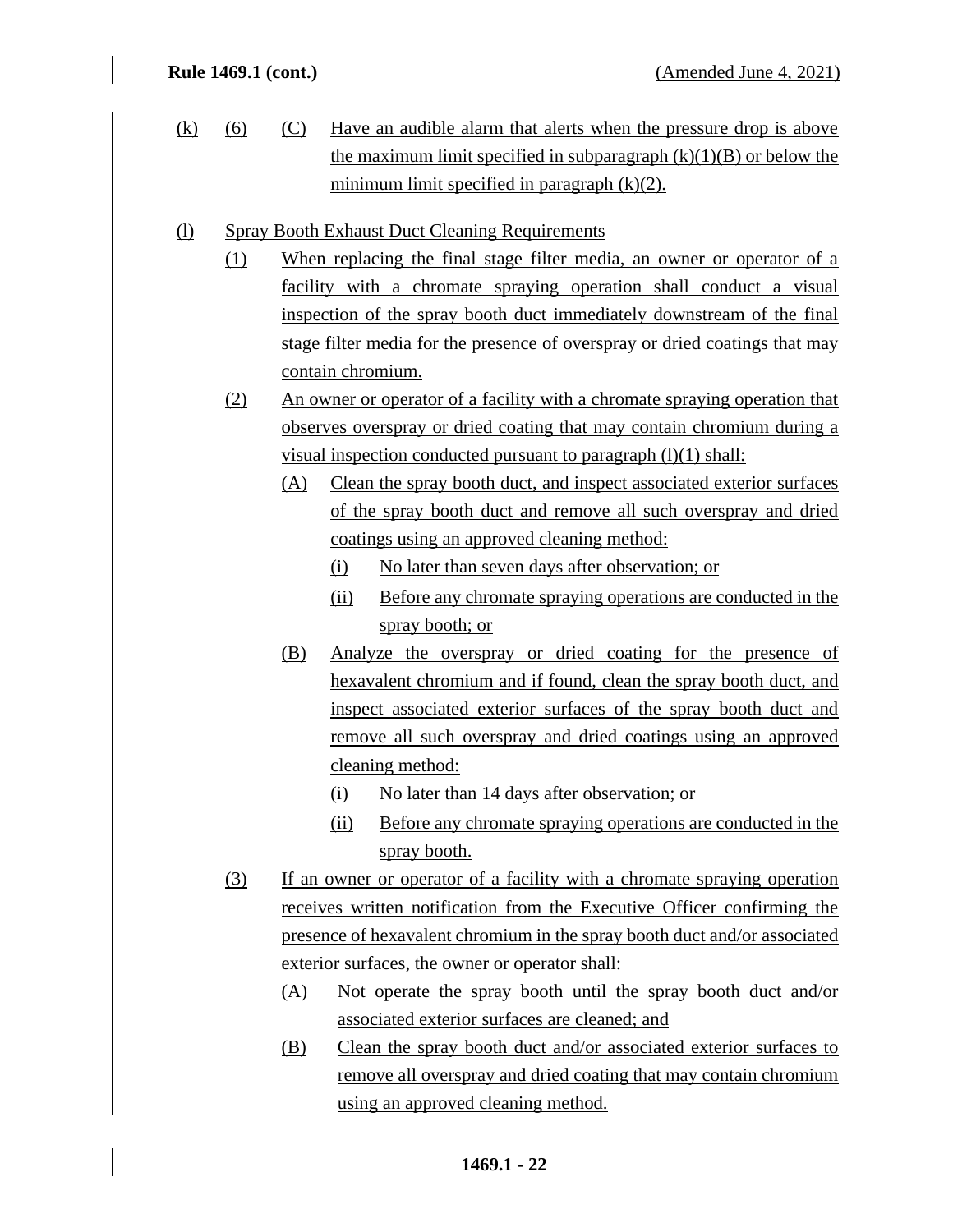(k) (6) (C) Have an audible alarm that alerts when the pressure drop is above the maximum limit specified in subparagraph (k)(1)(B) or below the minimum limit specified in paragraph (k)(2).

(l) Spray Booth Exhaust Duct Cleaning Requirements

(1) When replacing the final stage filter media, an owner or operator of a facility with a chromate spraying operation shall conduct a visual inspection of the spray booth duct immediately downstream of the final stage filter media for the presence of overspray or dried coatings that may contain chromium.

(2) An owner or operator of a facility with a chromate spraying operation that observes overspray or dried coating that may contain chromium during a visual inspection conducted pursuant to paragraph (l)(1) shall:

(A) Clean the spray booth duct, and inspect associated exterior surfaces of the spray booth duct and remove all such overspray and dried coatings using an approved cleaning method:

(i) No later than seven days after observation; or

(ii) Before any chromate spraying operations are conducted in the spray booth; or

(B) Analyze the overspray or dried coating for the presence of hexavalent chromium and if found, clean the spray booth duct, and inspect associated exterior surfaces of the spray booth duct and remove all such overspray and dried coatings using an approved cleaning method:

(i) No later than 14 days after observation; or

(ii) Before any chromate spraying operations are conducted in the spray booth.

(3) If an owner or operator of a facility with a chromate spraying operation receives written notification from the Executive Officer confirming the presence of hexavalent chromium in the spray booth duct and/or associated exterior surfaces, the owner or operator shall:

(A) Not operate the spray booth until the spray booth duct and/or associated exterior surfaces are cleaned; and

(B) Clean the spray booth duct and/or associated exterior surfaces to remove all overspray and dried coating that may contain chromium using an approved cleaning method.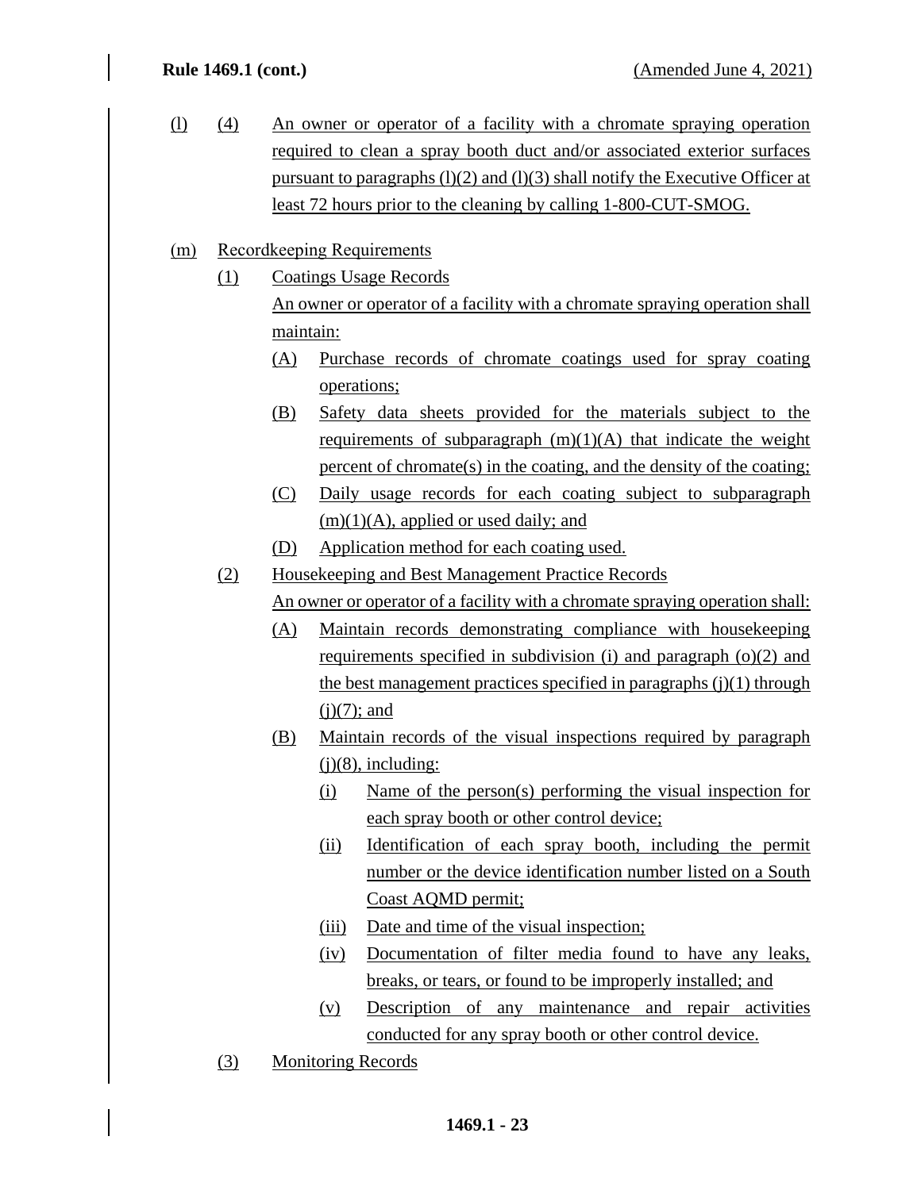(l) (4) An owner or operator of a facility with a chromate spraying operation required to clean a spray booth duct and/or associated exterior surfaces pursuant to paragraphs (l)(2) and (l)(3) shall notify the Executive Officer at least 72 hours prior to the cleaning by calling 1-800-CUT-SMOG.

(m) Recordkeeping Requirements

(1) Coatings Usage Records

An owner or operator of a facility with a chromate spraying operation shall maintain:

(A) Purchase records of chromate coatings used for spray coating operations;

(B) Safety data sheets provided for the materials subject to the requirements of subparagraph (m)(1)(A) that indicate the weight percent of chromate(s) in the coating, and the density of the coating;

(C) Daily usage records for each coating subject to subparagraph (m)(1)(A), applied or used daily; and

(D) Application method for each coating used.

(2) Housekeeping and Best Management Practice Records

An owner or operator of a facility with a chromate spraying operation shall:

(A) Maintain records demonstrating compliance with housekeeping requirements specified in subdivision (i) and paragraph (o)(2) and the best management practices specified in paragraphs (j)(1) through (j)(7); and

(B) Maintain records of the visual inspections required by paragraph (j)(8), including:

(i) Name of the person(s) performing the visual inspection for each spray booth or other control device;

(ii) Identification of each spray booth, including the permit number or the device identification number listed on a South Coast AQMD permit;

(iii) Date and time of the visual inspection;

(iv) Documentation of filter media found to have any leaks, breaks, or tears, or found to be improperly installed; and

(v) Description of any maintenance and repair activities conducted for any spray booth or other control device.

(3) Monitoring Records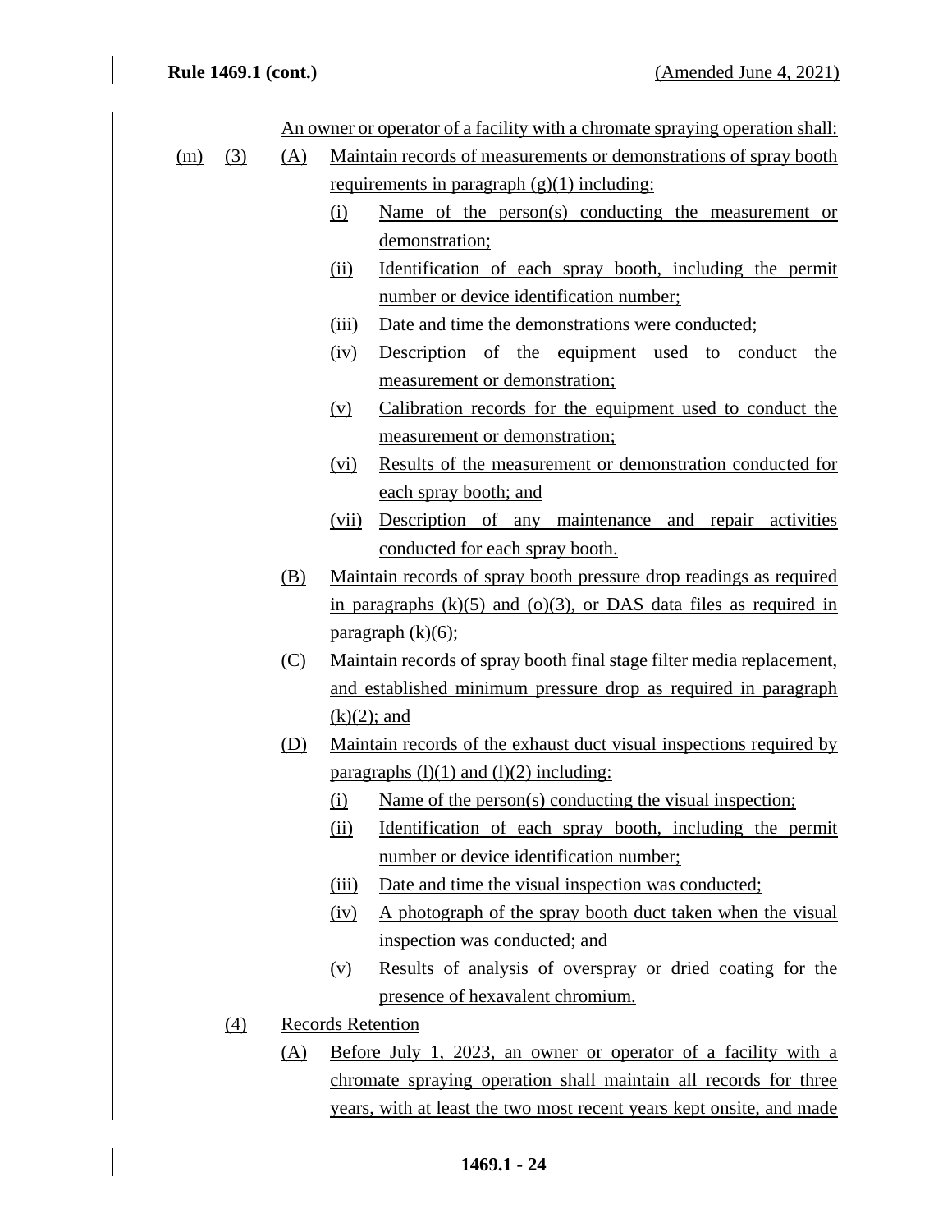An owner or operator of a facility with a chromate spraying operation shall:

(m) (3) (A) Maintain records of measurements or demonstrations of spray booth requirements in paragraph (g)(1) including:

- (i) Name of the person(s) conducting the measurement or demonstration;
- (ii) Identification of each spray booth, including the permit number or device identification number;
- (iii) Date and time the demonstrations were conducted;
- (iv) Description of the equipment used to conduct the measurement or demonstration;
- (v) Calibration records for the equipment used to conduct the measurement or demonstration;
- (vi) Results of the measurement or demonstration conducted for each spray booth; and
- (vii) Description of any maintenance and repair activities conducted for each spray booth.

(B) Maintain records of spray booth pressure drop readings as required in paragraphs (k)(5) and (o)(3), or DAS data files as required in paragraph (k)(6);

(C) Maintain records of spray booth final stage filter media replacement, and established minimum pressure drop as required in paragraph (k)(2); and

(D) Maintain records of the exhaust duct visual inspections required by paragraphs (l)(1) and (l)(2) including:

- (i) Name of the person(s) conducting the visual inspection;
- (ii) Identification of each spray booth, including the permit number or device identification number;
- (iii) Date and time the visual inspection was conducted;
- (iv) A photograph of the spray booth duct taken when the visual inspection was conducted; and
- (v) Results of analysis of overspray or dried coating for the presence of hexavalent chromium.

(4) Records Retention

(A) Before July 1, 2023, an owner or operator of a facility with a chromate spraying operation shall maintain all records for three years, with at least the two most recent years kept onsite, and made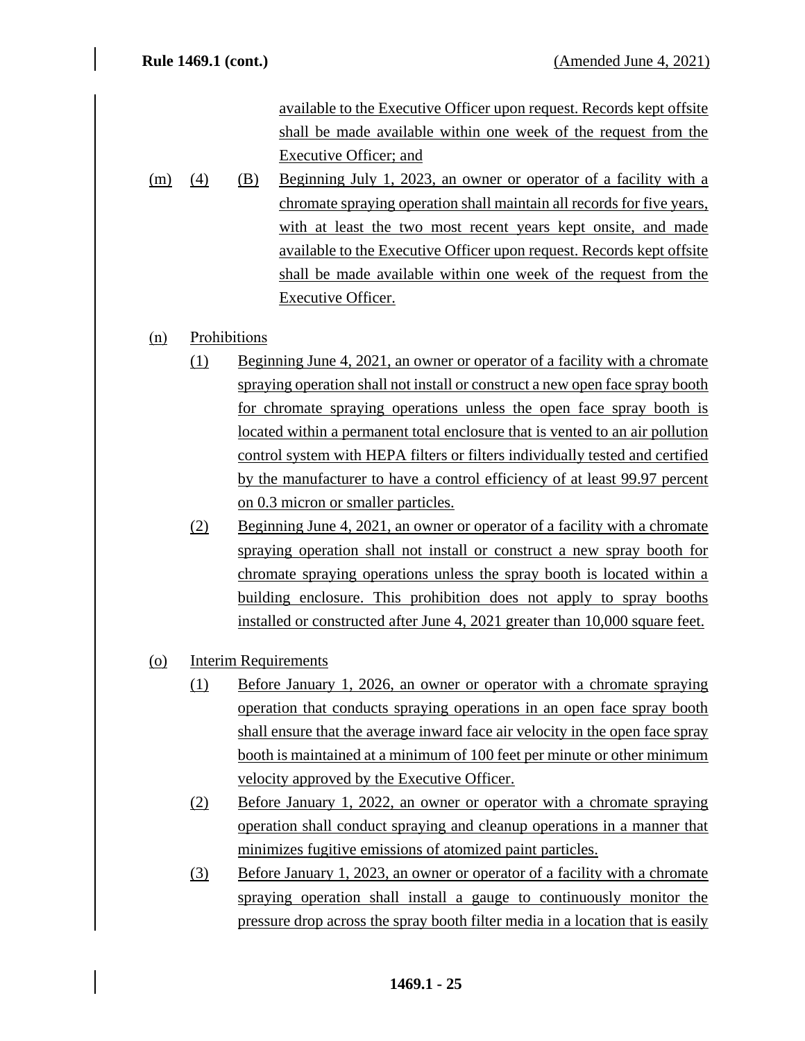available to the Executive Officer upon request. Records kept offsite shall be made available within one week of the request from the Executive Officer; and

(m) (4) (B) Beginning July 1, 2023, an owner or operator of a facility with a chromate spraying operation shall maintain all records for five years, with at least the two most recent years kept onsite, and made available to the Executive Officer upon request. Records kept offsite shall be made available within one week of the request from the Executive Officer.

(n) Prohibitions

(1) Beginning June 4, 2021, an owner or operator of a facility with a chromate spraying operation shall not install or construct a new open face spray booth for chromate spraying operations unless the open face spray booth is located within a permanent total enclosure that is vented to an air pollution control system with HEPA filters or filters individually tested and certified by the manufacturer to have a control efficiency of at least 99.97 percent on 0.3 micron or smaller particles.

(2) Beginning June 4, 2021, an owner or operator of a facility with a chromate spraying operation shall not install or construct a new spray booth for chromate spraying operations unless the spray booth is located within a building enclosure. This prohibition does not apply to spray booths installed or constructed after June 4, 2021 greater than 10,000 square feet.

(o) Interim Requirements

(1) Before January 1, 2026, an owner or operator with a chromate spraying operation that conducts spraying operations in an open face spray booth shall ensure that the average inward face air velocity in the open face spray booth is maintained at a minimum of 100 feet per minute or other minimum velocity approved by the Executive Officer.

(2) Before January 1, 2022, an owner or operator with a chromate spraying operation shall conduct spraying and cleanup operations in a manner that minimizes fugitive emissions of atomized paint particles.

(3) Before January 1, 2023, an owner or operator of a facility with a chromate spraying operation shall install a gauge to continuously monitor the pressure drop across the spray booth filter media in a location that is easily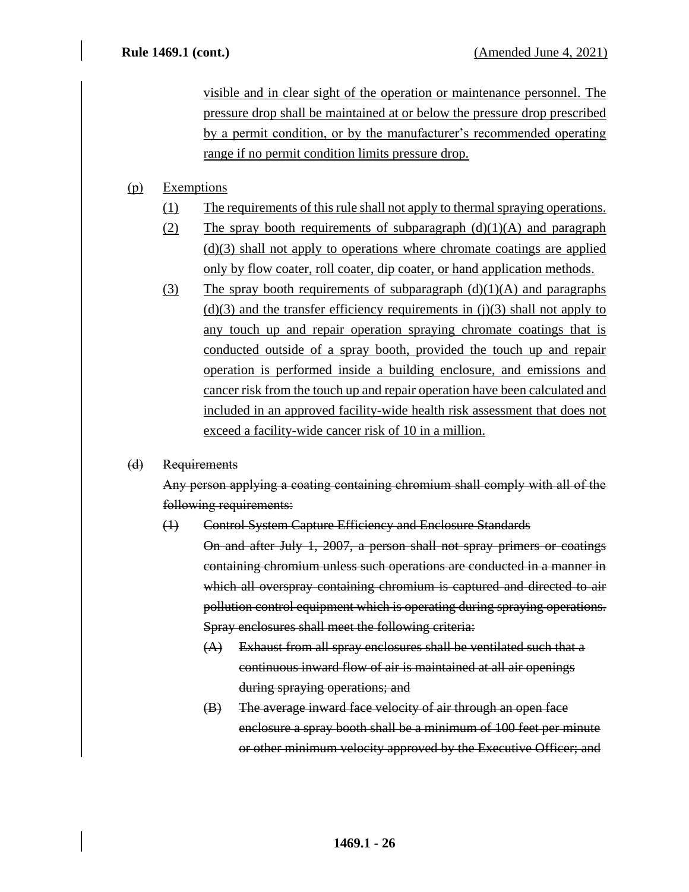visible and in clear sight of the operation or maintenance personnel. The pressure drop shall be maintained at or below the pressure drop prescribed by a permit condition, or by the manufacturer's recommended operating range if no permit condition limits pressure drop.

(p) Exemptions

(1) The requirements of this rule shall not apply to thermal spraying operations.

(2) The spray booth requirements of subparagraph (d)(1)(A) and paragraph (d)(3) shall not apply to operations where chromate coatings are applied only by flow coater, roll coater, dip coater, or hand application methods.

(3) The spray booth requirements of subparagraph (d)(1)(A) and paragraphs (d)(3) and the transfer efficiency requirements in (j)(3) shall not apply to any touch up and repair operation spraying chromate coatings that is conducted outside of a spray booth, provided the touch up and repair operation is performed inside a building enclosure, and emissions and cancer risk from the touch up and repair operation have been calculated and included in an approved facility-wide health risk assessment that does not exceed a facility-wide cancer risk of 10 in a million.

~~(d) Requirements~~

~~Any person applying a coating containing chromium shall comply with all of the following requirements:~~

~~(1) Control System Capture Efficiency and Enclosure Standards~~

~~On and after July 1, 2007, a person shall not spray primers or coatings containing chromium unless such operations are conducted in a manner in which all overspray containing chromium is captured and directed to air pollution control equipment which is operating during spraying operations. Spray enclosures shall meet the following criteria:~~

~~(A) Exhaust from all spray enclosures shall be ventilated such that a continuous inward flow of air is maintained at all air openings during spraying operations; and~~

~~(B) The average inward face velocity of air through an open face enclosure a spray booth shall be a minimum of 100 feet per minute or other minimum velocity approved by the Executive Officer; and~~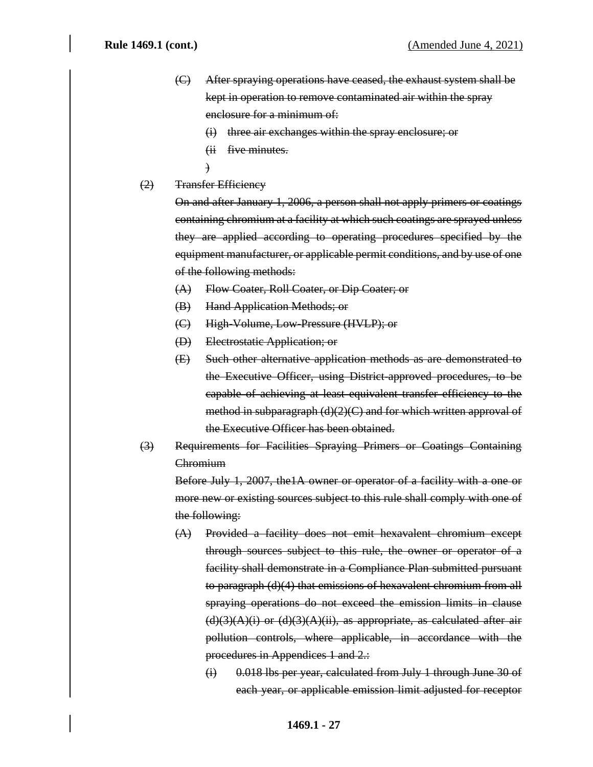(C) ~~After spraying operations have ceased, the exhaust system shall be kept in operation to remove contaminated air within the spray enclosure for a minimum of:~~

   (i) ~~three air exchanges within the spray enclosure; or~~

   (ii ~~five minutes.~~
   )

(2) ~~Transfer Efficiency~~

~~On and after January 1, 2006, a person shall not apply primers or coatings containing chromium at a facility at which such coatings are sprayed unless they are applied according to operating procedures specified by the equipment manufacturer, or applicable permit conditions, and by use of one of the following methods:~~

(A) ~~Flow Coater, Roll Coater, or Dip Coater; or~~

(B) ~~Hand Application Methods; or~~

(C) ~~High-Volume, Low-Pressure (HVLP); or~~

(D) ~~Electrostatic Application; or~~

(E) ~~Such other alternative application methods as are demonstrated to the Executive Officer, using District-approved procedures, to be capable of achieving at least equivalent transfer efficiency to the method in subparagraph (d)(2)(C) and for which written approval of the Executive Officer has been obtained.~~

(3) ~~Requirements for Facilities Spraying Primers or Coatings Containing Chromium~~

~~Before July 1, 2007, the1A owner or operator of a facility with a one or more new or existing sources subject to this rule shall comply with one of the following:~~

(A) ~~Provided a facility does not emit hexavalent chromium except through sources subject to this rule, the owner or operator of a facility shall demonstrate in a Compliance Plan submitted pursuant to paragraph (d)(4) that emissions of hexavalent chromium from all spraying operations do not exceed the emission limits in clause (d)(3)(A)(i) or (d)(3)(A)(ii), as appropriate, as calculated after air pollution controls, where applicable, in accordance with the procedures in Appendices 1 and 2.:~~

   (i) ~~0.018 lbs per year, calculated from July 1 through June 30 of each year, or applicable emission limit adjusted for receptor~~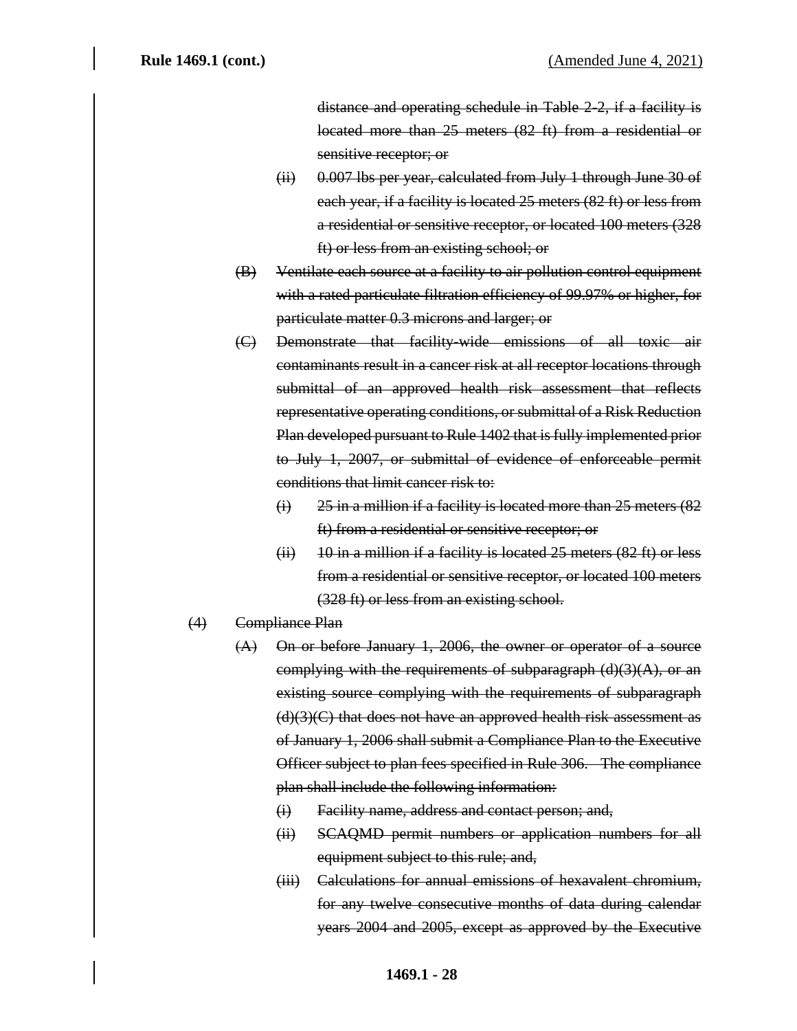~~distance and operating schedule in Table 2-2, if a facility is located more than 25 meters (82 ft) from a residential or sensitive receptor; or~~

~~(ii) 0.007 lbs per year, calculated from July 1 through June 30 of each year, if a facility is located 25 meters (82 ft) or less from a residential or sensitive receptor, or located 100 meters (328 ft) or less from an existing school; or~~

~~(B) Ventilate each source at a facility to air pollution control equipment with a rated particulate filtration efficiency of 99.97% or higher, for particulate matter 0.3 microns and larger; or~~

~~(C) Demonstrate that facility-wide emissions of all toxic air contaminants result in a cancer risk at all receptor locations through submittal of an approved health risk assessment that reflects representative operating conditions, or submittal of a Risk Reduction Plan developed pursuant to Rule 1402 that is fully implemented prior to July 1, 2007, or submittal of evidence of enforceable permit conditions that limit cancer risk to:~~

~~(i) 25 in a million if a facility is located more than 25 meters (82 ft) from a residential or sensitive receptor; or~~

~~(ii) 10 in a million if a facility is located 25 meters (82 ft) or less from a residential or sensitive receptor, or located 100 meters (328 ft) or less from an existing school.~~

~~(4) Compliance Plan~~

~~(A) On or before January 1, 2006, the owner or operator of a source complying with the requirements of subparagraph (d)(3)(A), or an existing source complying with the requirements of subparagraph (d)(3)(C) that does not have an approved health risk assessment as of January 1, 2006 shall submit a Compliance Plan to the Executive Officer subject to plan fees specified in Rule 306. The compliance plan shall include the following information:~~

~~(i) Facility name, address and contact person; and,~~

~~(ii) SCAQMD permit numbers or application numbers for all equipment subject to this rule; and,~~

~~(iii) Calculations for annual emissions of hexavalent chromium, for any twelve consecutive months of data during calendar years 2004 and 2005, except as approved by the Executive~~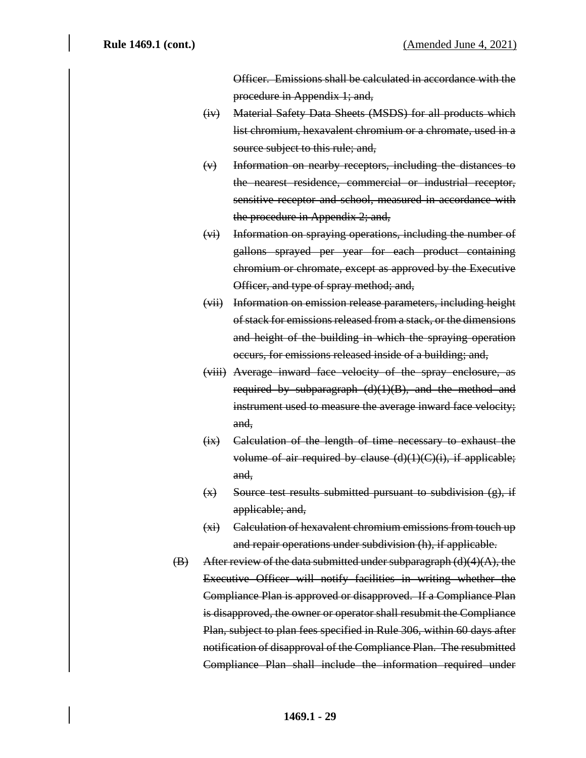~~Officer. Emissions shall be calculated in accordance with the procedure in Appendix 1; and,~~

~~(iv) Material Safety Data Sheets (MSDS) for all products which list chromium, hexavalent chromium or a chromate, used in a source subject to this rule; and,~~

~~(v) Information on nearby receptors, including the distances to the nearest residence, commercial or industrial receptor, sensitive receptor and school, measured in accordance with the procedure in Appendix 2; and,~~

~~(vi) Information on spraying operations, including the number of gallons sprayed per year for each product containing chromium or chromate, except as approved by the Executive Officer, and type of spray method; and,~~

~~(vii) Information on emission release parameters, including height of stack for emissions released from a stack, or the dimensions and height of the building in which the spraying operation occurs, for emissions released inside of a building; and,~~

~~(viii) Average inward face velocity of the spray enclosure, as required by subparagraph (d)(1)(B), and the method and instrument used to measure the average inward face velocity; and,~~

~~(ix) Calculation of the length of time necessary to exhaust the volume of air required by clause (d)(1)(C)(i), if applicable; and,~~

~~(x) Source test results submitted pursuant to subdivision (g), if applicable; and,~~

~~(xi) Calculation of hexavalent chromium emissions from touch up and repair operations under subdivision (h), if applicable.~~

~~(B) After review of the data submitted under subparagraph (d)(4)(A), the Executive Officer will notify facilities in writing whether the Compliance Plan is approved or disapproved. If a Compliance Plan is disapproved, the owner or operator shall resubmit the Compliance Plan, subject to plan fees specified in Rule 306, within 60 days after notification of disapproval of the Compliance Plan. The resubmitted Compliance Plan shall include the information required under~~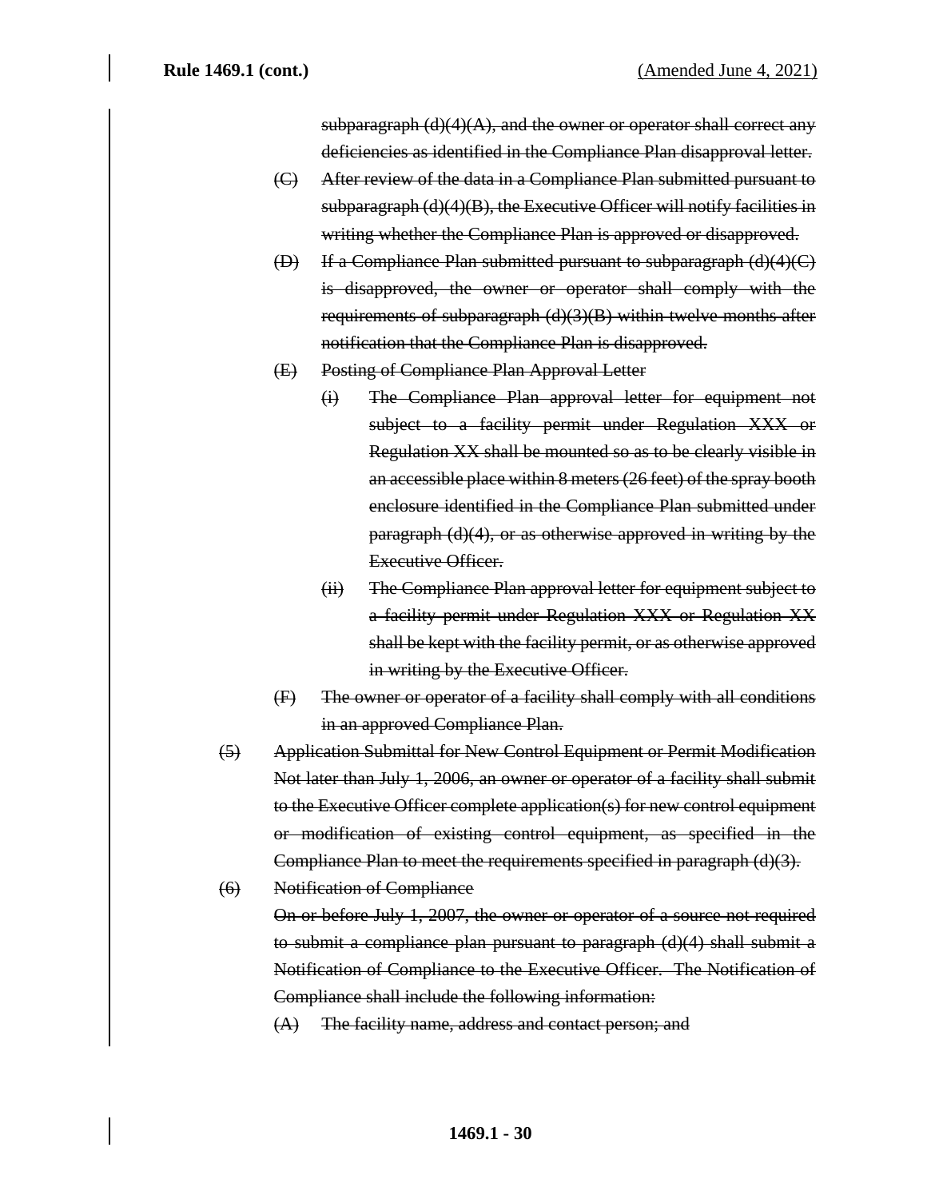~~subparagraph (d)(4)(A), and the owner or operator shall correct any deficiencies as identified in the Compliance Plan disapproval letter.~~

~~(C) After review of the data in a Compliance Plan submitted pursuant to subparagraph (d)(4)(B), the Executive Officer will notify facilities in writing whether the Compliance Plan is approved or disapproved.~~

~~(D) If a Compliance Plan submitted pursuant to subparagraph (d)(4)(C) is disapproved, the owner or operator shall comply with the requirements of subparagraph (d)(3)(B) within twelve months after notification that the Compliance Plan is disapproved.~~

~~(E) Posting of Compliance Plan Approval Letter~~

~~(i) The Compliance Plan approval letter for equipment not subject to a facility permit under Regulation XXX or Regulation XX shall be mounted so as to be clearly visible in an accessible place within 8 meters (26 feet) of the spray booth enclosure identified in the Compliance Plan submitted under paragraph (d)(4), or as otherwise approved in writing by the Executive Officer.~~

~~(ii) The Compliance Plan approval letter for equipment subject to a facility permit under Regulation XXX or Regulation XX shall be kept with the facility permit, or as otherwise approved in writing by the Executive Officer.~~

~~(F) The owner or operator of a facility shall comply with all conditions in an approved Compliance Plan.~~

~~(5) Application Submittal for New Control Equipment or Permit Modification~~

~~Not later than July 1, 2006, an owner or operator of a facility shall submit to the Executive Officer complete application(s) for new control equipment or modification of existing control equipment, as specified in the Compliance Plan to meet the requirements specified in paragraph (d)(3).~~

~~(6) Notification of Compliance~~

~~On or before July 1, 2007, the owner or operator of a source not required to submit a compliance plan pursuant to paragraph (d)(4) shall submit a Notification of Compliance to the Executive Officer. The Notification of Compliance shall include the following information:~~

~~(A) The facility name, address and contact person; and~~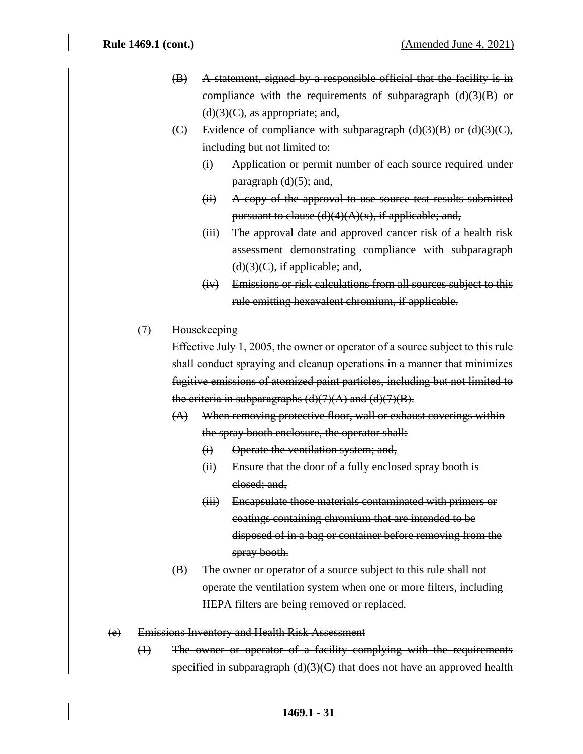(B) ~~A statement, signed by a responsible official that the facility is in compliance with the requirements of subparagraph (d)(3)(B) or (d)(3)(C), as appropriate; and,~~

(C) ~~Evidence of compliance with subparagraph (d)(3)(B) or (d)(3)(C), including but not limited to:~~

(i) ~~Application or permit number of each source required under paragraph (d)(5); and,~~

(ii) ~~A copy of the approval to use source test results submitted pursuant to clause (d)(4)(A)(x), if applicable; and,~~

(iii) ~~The approval date and approved cancer risk of a health risk assessment demonstrating compliance with subparagraph (d)(3)(C), if applicable; and,~~

(iv) ~~Emissions or risk calculations from all sources subject to this rule emitting hexavalent chromium, if applicable.~~

(7) ~~Housekeeping~~

~~Effective July 1, 2005, the owner or operator of a source subject to this rule shall conduct spraying and cleanup operations in a manner that minimizes fugitive emissions of atomized paint particles, including but not limited to the criteria in subparagraphs (d)(7)(A) and (d)(7)(B).~~

(A) ~~When removing protective floor, wall or exhaust coverings within the spray booth enclosure, the operator shall:~~

(i) ~~Operate the ventilation system; and,~~

(ii) ~~Ensure that the door of a fully enclosed spray booth is closed; and,~~

(iii) ~~Encapsulate those materials contaminated with primers or coatings containing chromium that are intended to be disposed of in a bag or container before removing from the spray booth.~~

(B) ~~The owner or operator of a source subject to this rule shall not operate the ventilation system when one or more filters, including HEPA filters are being removed or replaced.~~

(e) ~~Emissions Inventory and Health Risk Assessment~~

(1) ~~The owner or operator of a facility complying with the requirements specified in subparagraph (d)(3)(C) that does not have an approved health~~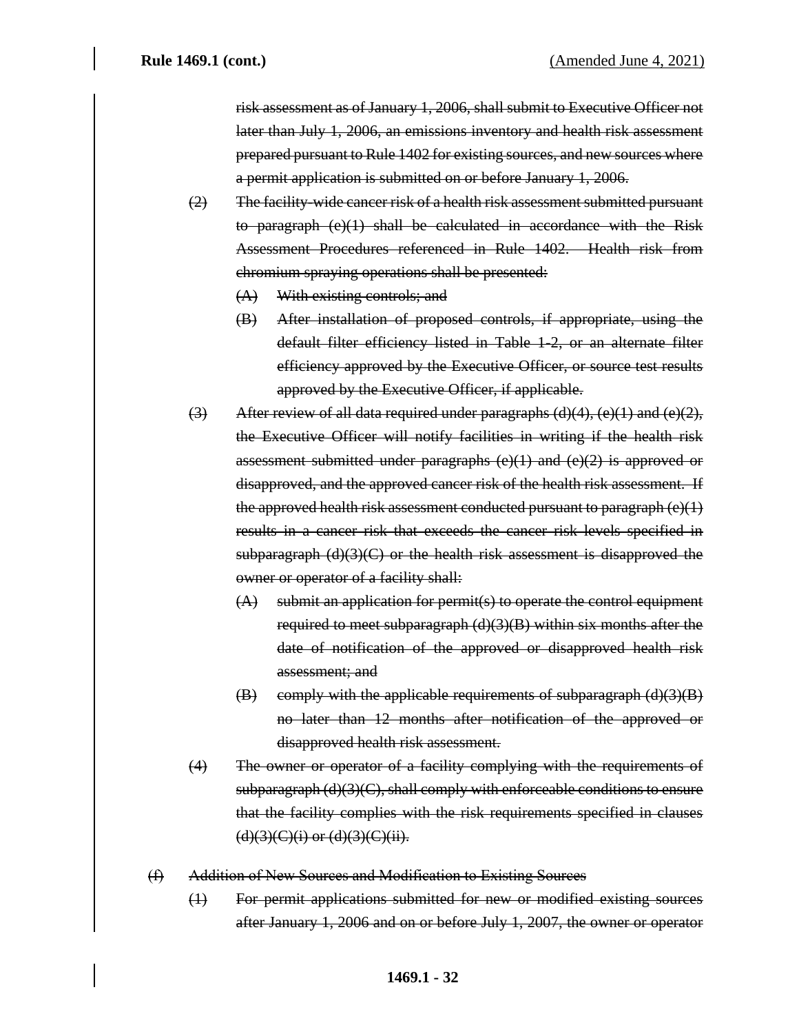risk assessment as of January 1, 2006, shall submit to Executive Officer not later than July 1, 2006, an emissions inventory and health risk assessment prepared pursuant to Rule 1402 for existing sources, and new sources where a permit application is submitted on or before January 1, 2006.

(2) The facility-wide cancer risk of a health risk assessment submitted pursuant to paragraph (e)(1) shall be calculated in accordance with the Risk Assessment Procedures referenced in Rule 1402. Health risk from chromium spraying operations shall be presented:

(A) With existing controls; and

(B) After installation of proposed controls, if appropriate, using the default filter efficiency listed in Table 1-2, or an alternate filter efficiency approved by the Executive Officer, or source test results approved by the Executive Officer, if applicable.

(3) After review of all data required under paragraphs (d)(4), (e)(1) and (e)(2), the Executive Officer will notify facilities in writing if the health risk assessment submitted under paragraphs (e)(1) and (e)(2) is approved or disapproved, and the approved cancer risk of the health risk assessment. If the approved health risk assessment conducted pursuant to paragraph (e)(1) results in a cancer risk that exceeds the cancer risk levels specified in subparagraph (d)(3)(C) or the health risk assessment is disapproved the owner or operator of a facility shall:

(A) submit an application for permit(s) to operate the control equipment required to meet subparagraph (d)(3)(B) within six months after the date of notification of the approved or disapproved health risk assessment; and

(B) comply with the applicable requirements of subparagraph (d)(3)(B) no later than 12 months after notification of the approved or disapproved health risk assessment.

(4) The owner or operator of a facility complying with the requirements of subparagraph (d)(3)(C), shall comply with enforceable conditions to ensure that the facility complies with the risk requirements specified in clauses (d)(3)(C)(i) or (d)(3)(C)(ii).

(f) Addition of New Sources and Modification to Existing Sources

(1) For permit applications submitted for new or modified existing sources after January 1, 2006 and on or before July 1, 2007, the owner or operator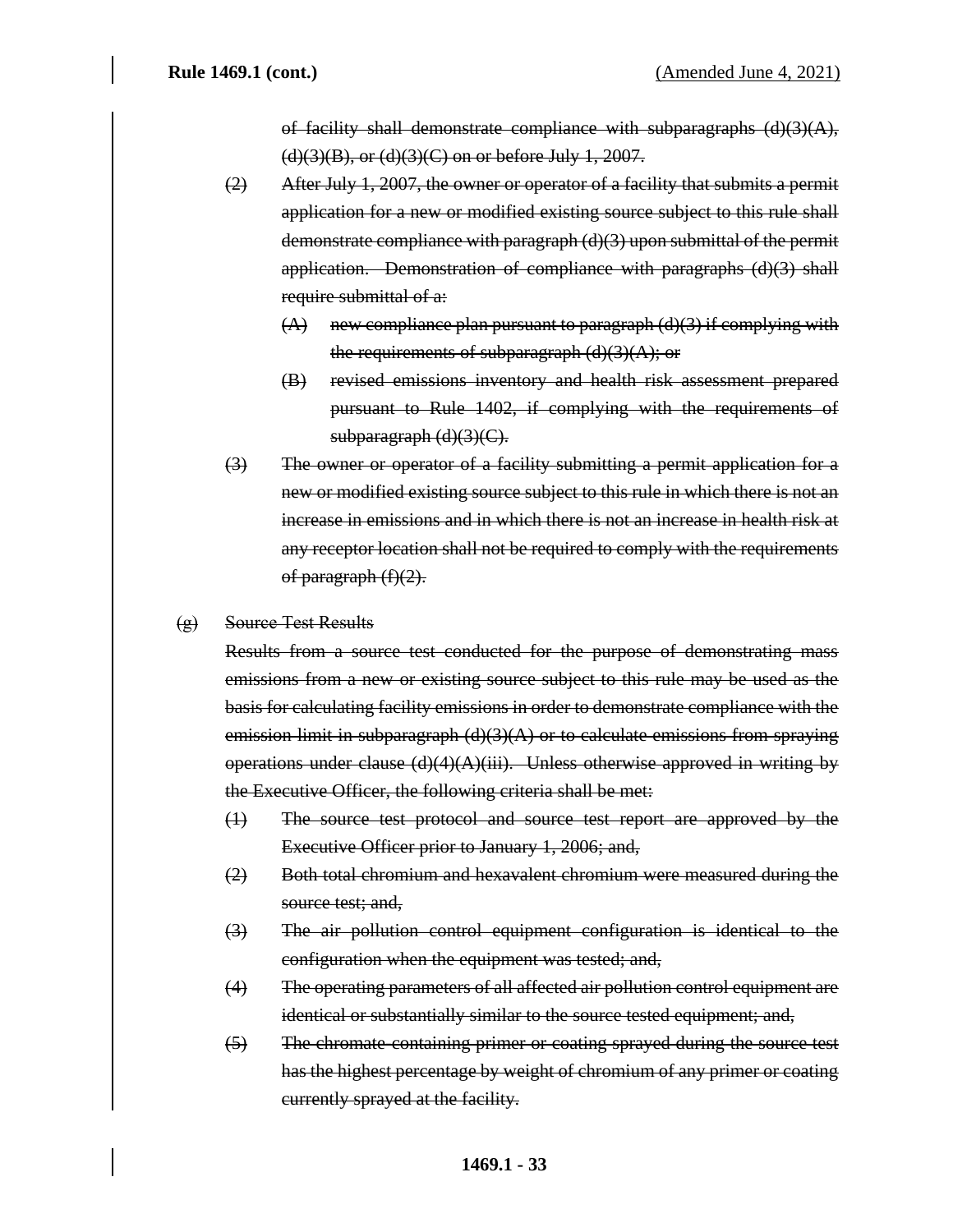~~of facility shall demonstrate compliance with subparagraphs (d)(3)(A), (d)(3)(B), or (d)(3)(C) on or before July 1, 2007.~~

~~(2) After July 1, 2007, the owner or operator of a facility that submits a permit application for a new or modified existing source subject to this rule shall demonstrate compliance with paragraph (d)(3) upon submittal of the permit application. Demonstration of compliance with paragraphs (d)(3) shall require submittal of a:~~

~~(A) new compliance plan pursuant to paragraph (d)(3) if complying with the requirements of subparagraph (d)(3)(A); or~~

~~(B) revised emissions inventory and health risk assessment prepared pursuant to Rule 1402, if complying with the requirements of subparagraph (d)(3)(C).~~

~~(3) The owner or operator of a facility submitting a permit application for a new or modified existing source subject to this rule in which there is not an increase in emissions and in which there is not an increase in health risk at any receptor location shall not be required to comply with the requirements of paragraph (f)(2).~~

~~(g) Source Test Results~~

~~Results from a source test conducted for the purpose of demonstrating mass emissions from a new or existing source subject to this rule may be used as the basis for calculating facility emissions in order to demonstrate compliance with the emission limit in subparagraph (d)(3)(A) or to calculate emissions from spraying operations under clause (d)(4)(A)(iii). Unless otherwise approved in writing by the Executive Officer, the following criteria shall be met:~~

~~(1) The source test protocol and source test report are approved by the Executive Officer prior to January 1, 2006; and,~~

~~(2) Both total chromium and hexavalent chromium were measured during the source test; and,~~

~~(3) The air pollution control equipment configuration is identical to the configuration when the equipment was tested; and,~~

~~(4) The operating parameters of all affected air pollution control equipment are identical or substantially similar to the source tested equipment; and,~~

~~(5) The chromate-containing primer or coating sprayed during the source test has the highest percentage by weight of chromium of any primer or coating currently sprayed at the facility.~~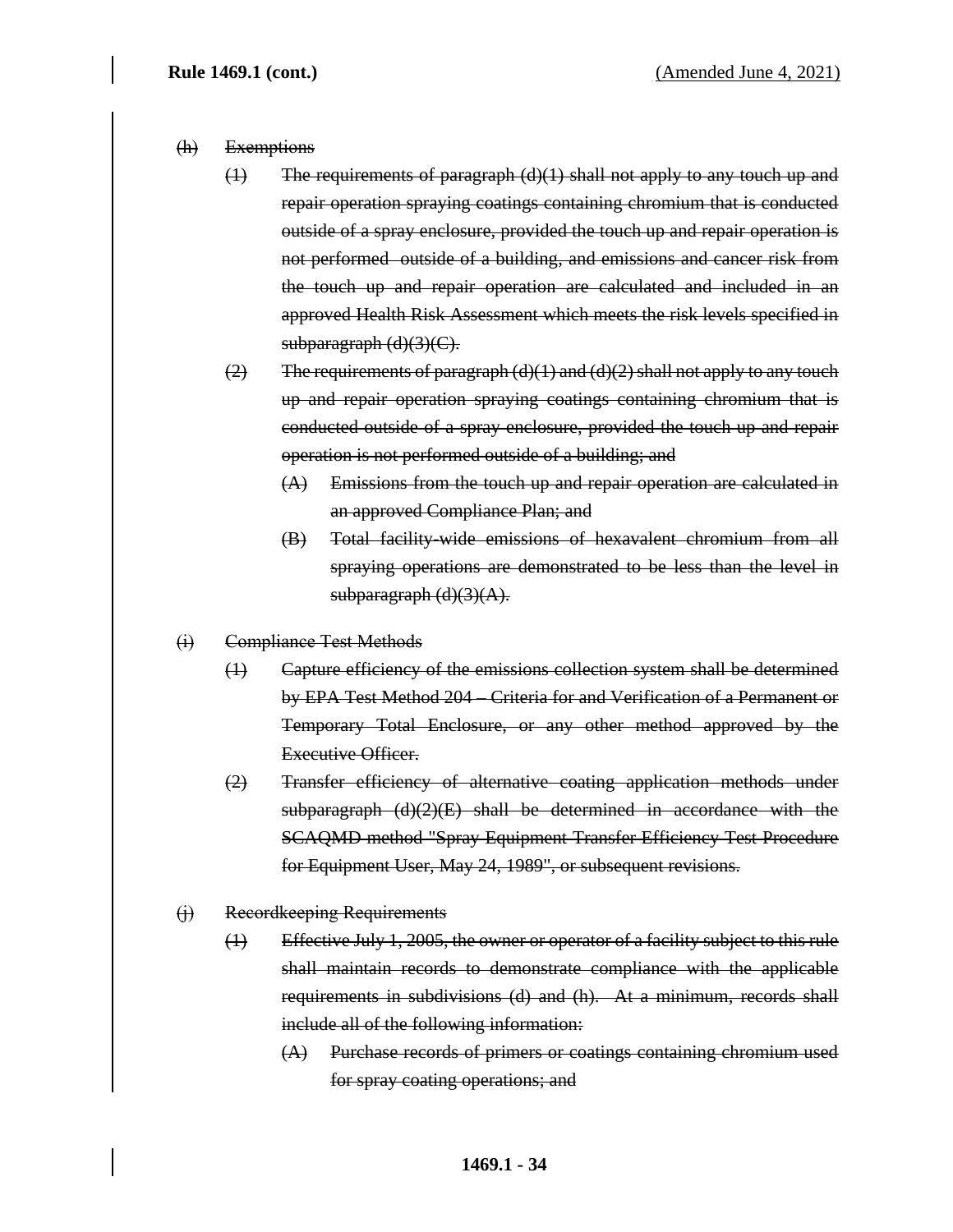~~(h) Exemptions~~

~~(1) The requirements of paragraph (d)(1) shall not apply to any touch up and repair operation spraying coatings containing chromium that is conducted outside of a spray enclosure, provided the touch up and repair operation is not performed outside of a building, and emissions and cancer risk from the touch up and repair operation are calculated and included in an approved Health Risk Assessment which meets the risk levels specified in subparagraph (d)(3)(C).~~

~~(2) The requirements of paragraph (d)(1) and (d)(2) shall not apply to any touch up and repair operation spraying coatings containing chromium that is conducted outside of a spray enclosure, provided the touch up and repair operation is not performed outside of a building; and~~

~~(A) Emissions from the touch up and repair operation are calculated in an approved Compliance Plan; and~~

~~(B) Total facility-wide emissions of hexavalent chromium from all spraying operations are demonstrated to be less than the level in subparagraph (d)(3)(A).~~

~~(i) Compliance Test Methods~~

~~(1) Capture efficiency of the emissions collection system shall be determined by EPA Test Method 204 – Criteria for and Verification of a Permanent or Temporary Total Enclosure, or any other method approved by the Executive Officer.~~

~~(2) Transfer efficiency of alternative coating application methods under subparagraph (d)(2)(E) shall be determined in accordance with the SCAQMD method "Spray Equipment Transfer Efficiency Test Procedure for Equipment User, May 24, 1989", or subsequent revisions.~~

~~(j) Recordkeeping Requirements~~

~~(1) Effective July 1, 2005, the owner or operator of a facility subject to this rule shall maintain records to demonstrate compliance with the applicable requirements in subdivisions (d) and (h). At a minimum, records shall include all of the following information:~~

~~(A) Purchase records of primers or coatings containing chromium used for spray coating operations; and~~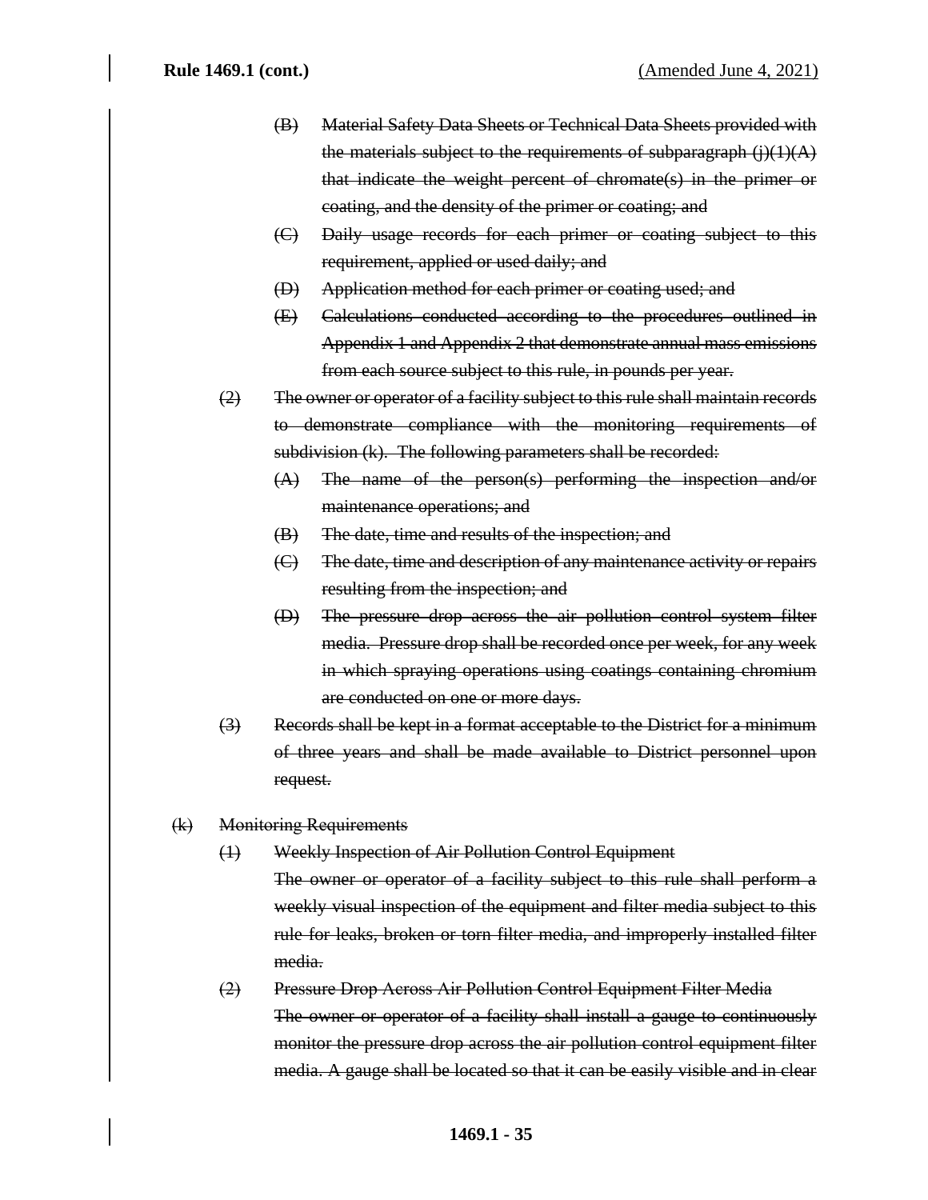(B) ~~Material Safety Data Sheets or Technical Data Sheets provided with the materials subject to the requirements of subparagraph (j)(1)(A) that indicate the weight percent of chromate(s) in the primer or coating, and the density of the primer or coating; and~~

(C) ~~Daily usage records for each primer or coating subject to this requirement, applied or used daily; and~~

(D) ~~Application method for each primer or coating used; and~~

(E) ~~Calculations conducted according to the procedures outlined in Appendix 1 and Appendix 2 that demonstrate annual mass emissions from each source subject to this rule, in pounds per year.~~

(2) ~~The owner or operator of a facility subject to this rule shall maintain records to demonstrate compliance with the monitoring requirements of subdivision (k). The following parameters shall be recorded:~~

(A) ~~The name of the person(s) performing the inspection and/or maintenance operations; and~~

(B) ~~The date, time and results of the inspection; and~~

(C) ~~The date, time and description of any maintenance activity or repairs resulting from the inspection; and~~

(D) ~~The pressure drop across the air pollution control system filter media. Pressure drop shall be recorded once per week, for any week in which spraying operations using coatings containing chromium are conducted on one or more days.~~

(3) ~~Records shall be kept in a format acceptable to the District for a minimum of three years and shall be made available to District personnel upon request.~~

(k) ~~Monitoring Requirements~~

(1) ~~Weekly Inspection of Air Pollution Control Equipment~~

~~The owner or operator of a facility subject to this rule shall perform a weekly visual inspection of the equipment and filter media subject to this rule for leaks, broken or torn filter media, and improperly installed filter media.~~

(2) ~~Pressure Drop Across Air Pollution Control Equipment Filter Media~~

~~The owner or operator of a facility shall install a gauge to continuously monitor the pressure drop across the air pollution control equipment filter media. A gauge shall be located so that it can be easily visible and in clear~~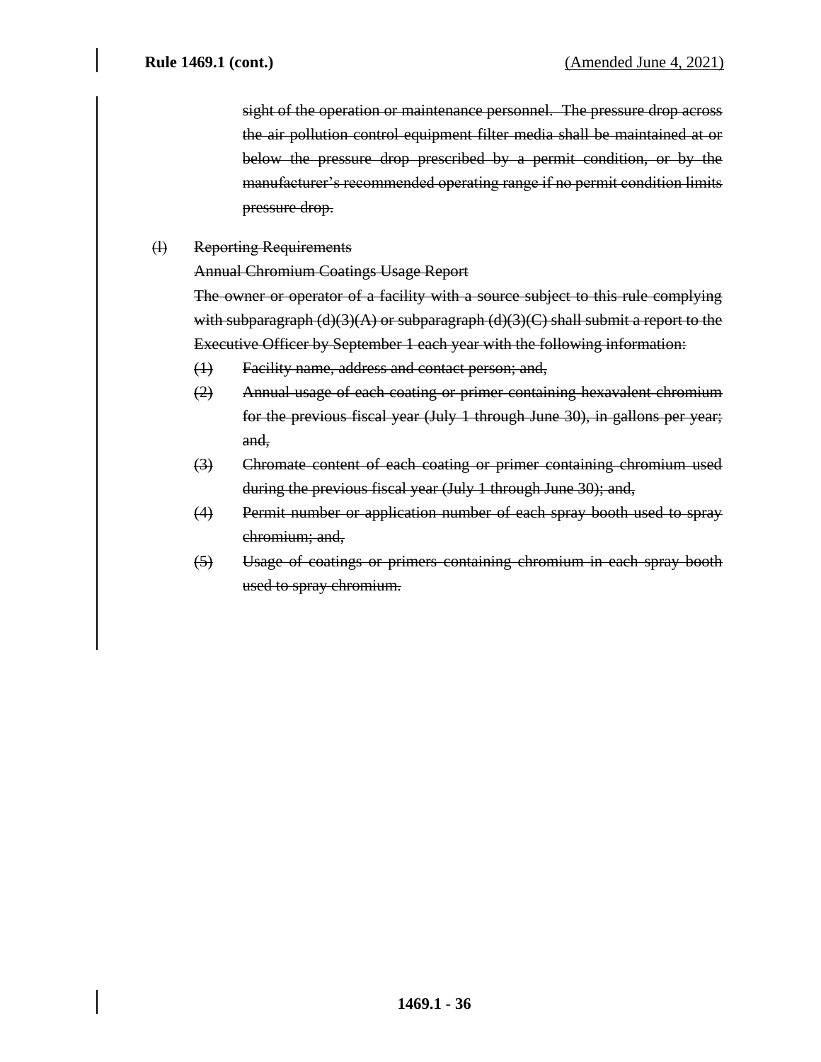~~sight of the operation or maintenance personnel. The pressure drop across the air pollution control equipment filter media shall be maintained at or below the pressure drop prescribed by a permit condition, or by the manufacturer's recommended operating range if no permit condition limits pressure drop.~~

~~(l) Reporting Requirements~~

~~Annual Chromium Coatings Usage Report~~

~~The owner or operator of a facility with a source subject to this rule complying with subparagraph (d)(3)(A) or subparagraph (d)(3)(C) shall submit a report to the Executive Officer by September 1 each year with the following information:~~

~~(1) Facility name, address and contact person; and,~~

~~(2) Annual usage of each coating or primer containing hexavalent chromium for the previous fiscal year (July 1 through June 30), in gallons per year; and,~~

~~(3) Chromate content of each coating or primer containing chromium used during the previous fiscal year (July 1 through June 30); and,~~

~~(4) Permit number or application number of each spray booth used to spray chromium; and,~~

~~(5) Usage of coatings or primers containing chromium in each spray booth used to spray chromium.~~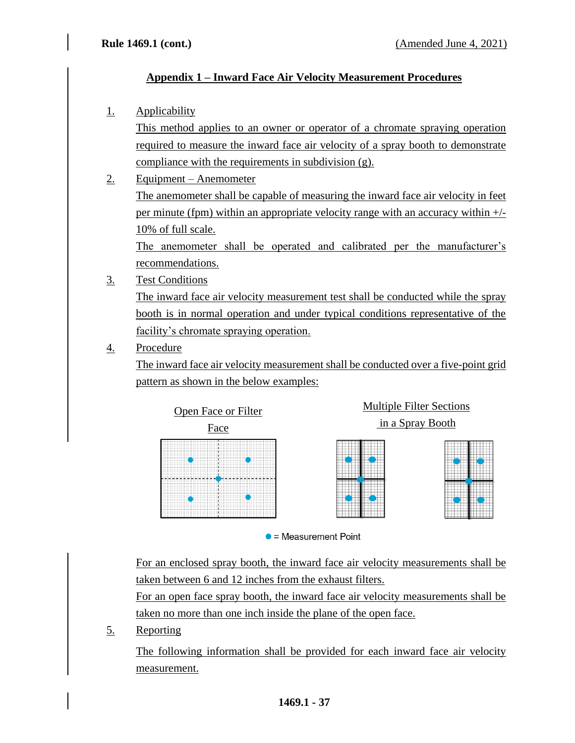## Appendix 1 – Inward Face Air Velocity Measurement Procedures

1. Applicability

   This method applies to an owner or operator of a chromate spraying operation required to measure the inward face air velocity of a spray booth to demonstrate compliance with the requirements in subdivision (g).

2. Equipment – Anemometer

   The anemometer shall be capable of measuring the inward face air velocity in feet per minute (fpm) within an appropriate velocity range with an accuracy within +/- 10% of full scale.

   The anemometer shall be operated and calibrated per the manufacturer's recommendations.

3. Test Conditions

   The inward face air velocity measurement test shall be conducted while the spray booth is in normal operation and under typical conditions representative of the facility's chromate spraying operation.

4. Procedure

   The inward face air velocity measurement shall be conducted over a five-point grid pattern as shown in the below examples:

   Open Face or Filter Face

   Multiple Filter Sections in a Spray Booth

   ● = Measurement Point

   For an enclosed spray booth, the inward face air velocity measurements shall be taken between 6 and 12 inches from the exhaust filters.

   For an open face spray booth, the inward face air velocity measurements shall be taken no more than one inch inside the plane of the open face.

5. Reporting

   The following information shall be provided for each inward face air velocity measurement.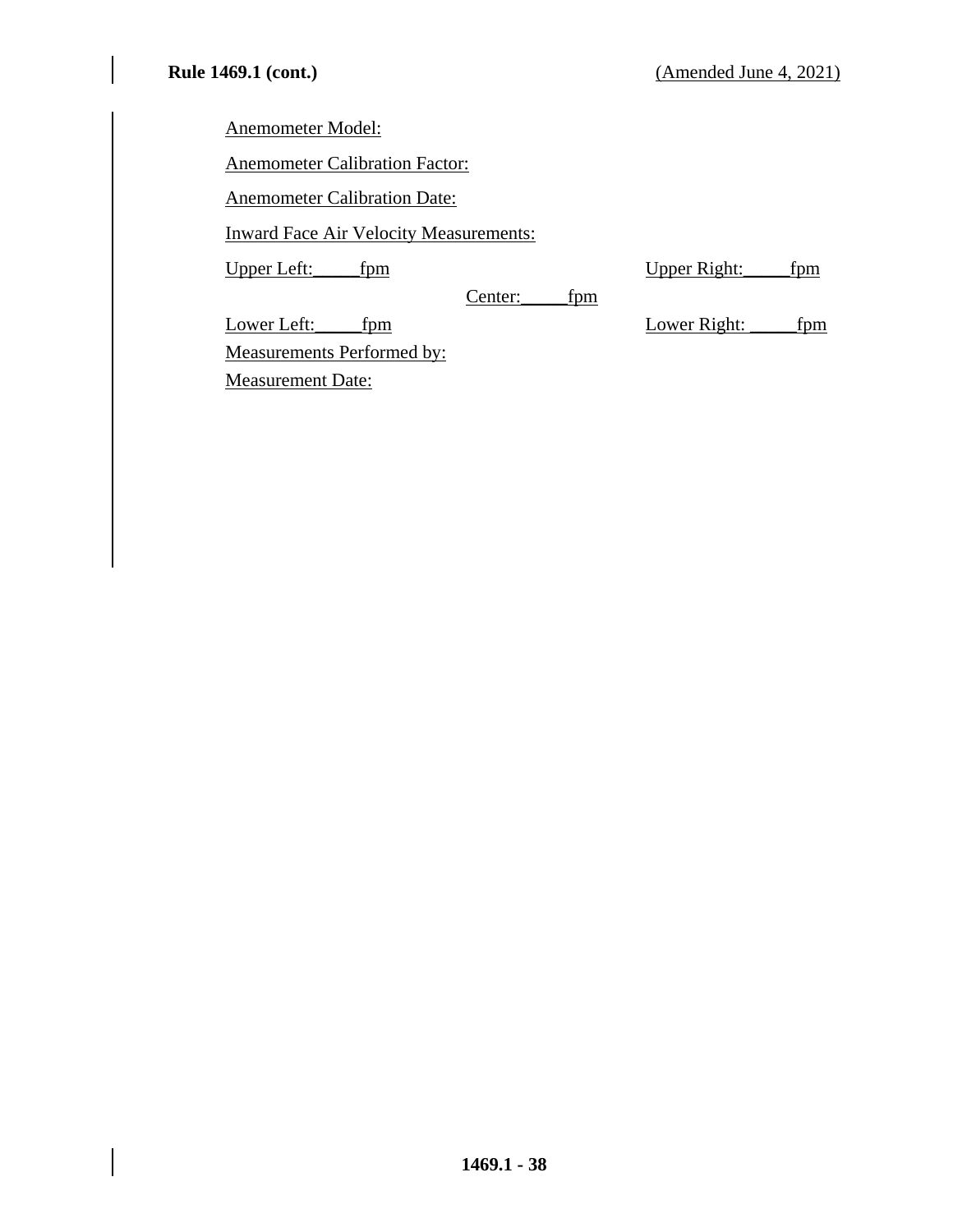Anemometer Model:

Anemometer Calibration Factor:

Anemometer Calibration Date:

Inward Face Air Velocity Measurements:

Upper Left:_____fpm                                                  Upper Right:_____fpm

Center:_____fpm

Lower Left:_____fpm                                                  Lower Right: _____fpm

Measurements Performed by:

Measurement Date: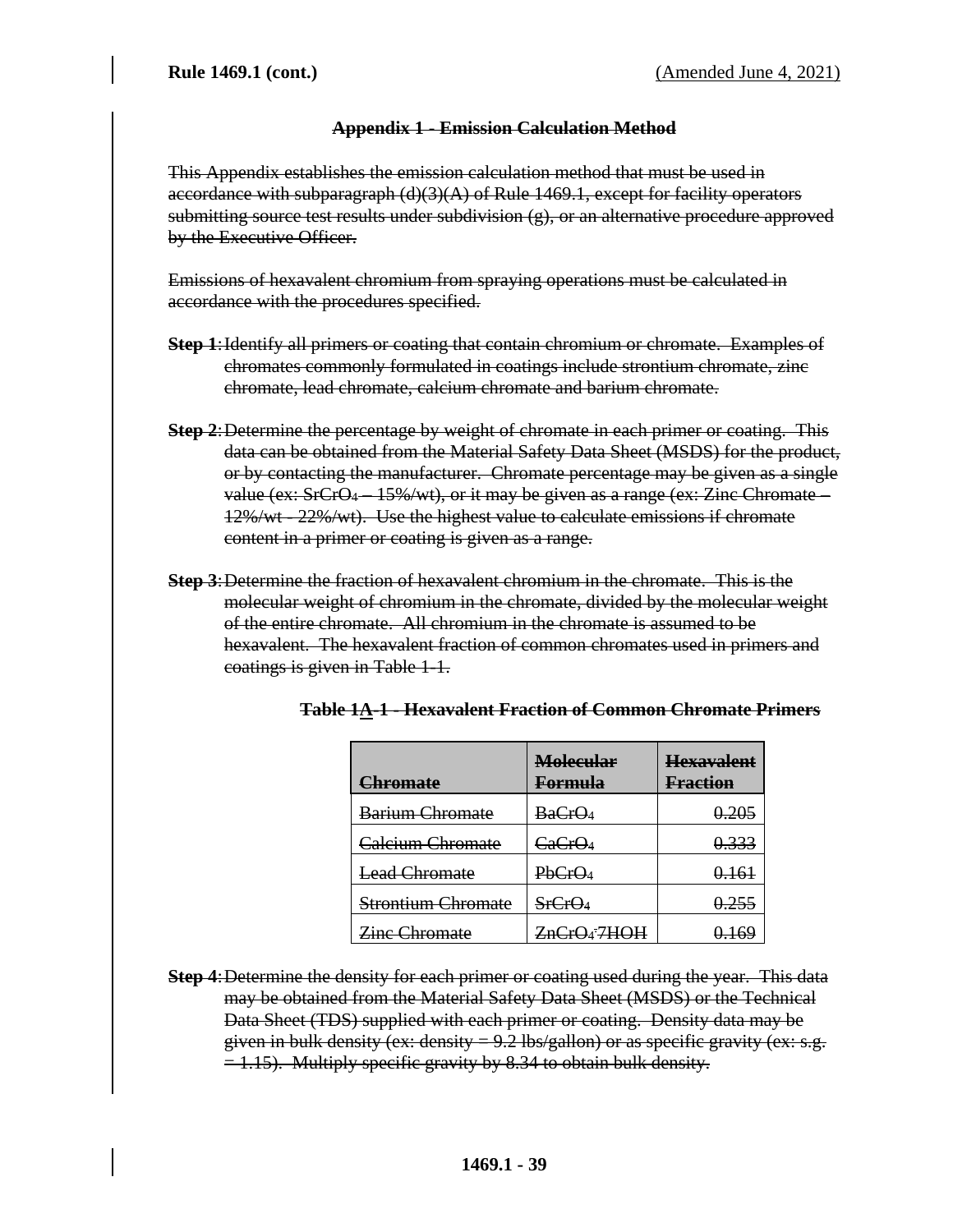**Appendix 1 - Emission Calculation Method**

This Appendix establishes the emission calculation method that must be used in accordance with subparagraph (d)(3)(A) of Rule 1469.1, except for facility operators submitting source test results under subdivision (g), or an alternative procedure approved by the Executive Officer.

Emissions of hexavalent chromium from spraying operations must be calculated in accordance with the procedures specified.

**Step 1**: Identify all primers or coating that contain chromium or chromate. Examples of chromates commonly formulated in coatings include strontium chromate, zinc chromate, lead chromate, calcium chromate and barium chromate.

**Step 2**: Determine the percentage by weight of chromate in each primer or coating. This data can be obtained from the Material Safety Data Sheet (MSDS) for the product, or by contacting the manufacturer. Chromate percentage may be given as a single value (ex: $SrCrO_4$ – 15%/wt), or it may be given as a range (ex: Zinc Chromate – 12%/wt - 22%/wt). Use the highest value to calculate emissions if chromate content in a primer or coating is given as a range.

**Step 3**: Determine the fraction of hexavalent chromium in the chromate. This is the molecular weight of chromium in the chromate, divided by the molecular weight of the entire chromate. All chromium in the chromate is assumed to be hexavalent. The hexavalent fraction of common chromates used in primers and coatings is given in Table 1-1.

**Table 1A-1 - Hexavalent Fraction of Common Chromate Primers**

| Chromate | Molecular Formula | Hexavalent Fraction |
|---|---|---|
| Barium Chromate | $BaCrO_4$ | 0.205 |
| Calcium Chromate | $CaCrO_4$ | 0.333 |
| Lead Chromate | $PbCrO_4$ | 0.161 |
| Strontium Chromate | $SrCrO_4$ | 0.255 |
| Zinc Chromate | $ZnCrO_4 \cdot 7HOH$ | 0.169 |

**Step 4**: Determine the density for each primer or coating used during the year. This data may be obtained from the Material Safety Data Sheet (MSDS) or the Technical Data Sheet (TDS) supplied with each primer or coating. Density data may be given in bulk density (ex: density = 9.2 lbs/gallon) or as specific gravity (ex: s.g. = 1.15). Multiply specific gravity by 8.34 to obtain bulk density.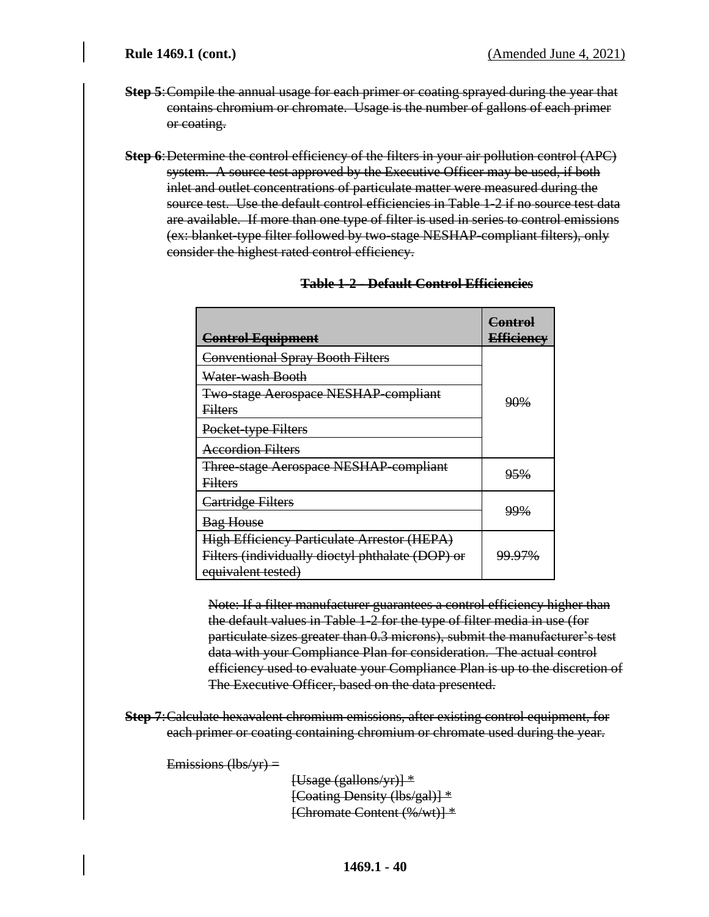**Step 5**: Compile the annual usage for each primer or coating sprayed during the year that contains chromium or chromate. Usage is the number of gallons of each primer or coating.

**Step 6**: Determine the control efficiency of the filters in your air pollution control (APC) system. A source test approved by the Executive Officer may be used, if both inlet and outlet concentrations of particulate matter were measured during the source test. Use the default control efficiencies in Table 1-2 if no source test data are available. If more than one type of filter is used in series to control emissions (ex: blanket-type filter followed by two-stage NESHAP-compliant filters), only consider the highest rated control efficiency.

**Table 1-2 - Default Control Efficiencies**

| Control Equipment | Control Efficiency |
|---|---|
| Conventional Spray Booth Filters | 90% |
| Water-wash Booth | |
| Two-stage Aerospace NESHAP-compliant Filters | |
| Pocket-type Filters | |
| Accordion Filters | |
| Three-stage Aerospace NESHAP-compliant Filters | 95% |
| Cartridge Filters | 99% |
| Bag House | |
| High Efficiency Particulate Arrestor (HEPA) Filters (individually dioctyl phthalate (DOP) or equivalent tested) | 99.97% |

Note: If a filter manufacturer guarantees a control efficiency higher than the default values in Table 1-2 for the type of filter media in use (for particulate sizes greater than 0.3 microns), submit the manufacturer's test data with your Compliance Plan for consideration. The actual control efficiency used to evaluate your Compliance Plan is up to the discretion of The Executive Officer, based on the data presented.

**Step 7**: Calculate hexavalent chromium emissions, after existing control equipment, for each primer or coating containing chromium or chromate used during the year.

Emissions (lbs/yr) =

[Usage (gallons/yr)] *
[Coating Density (lbs/gal)] *
[Chromate Content (%/wt)] *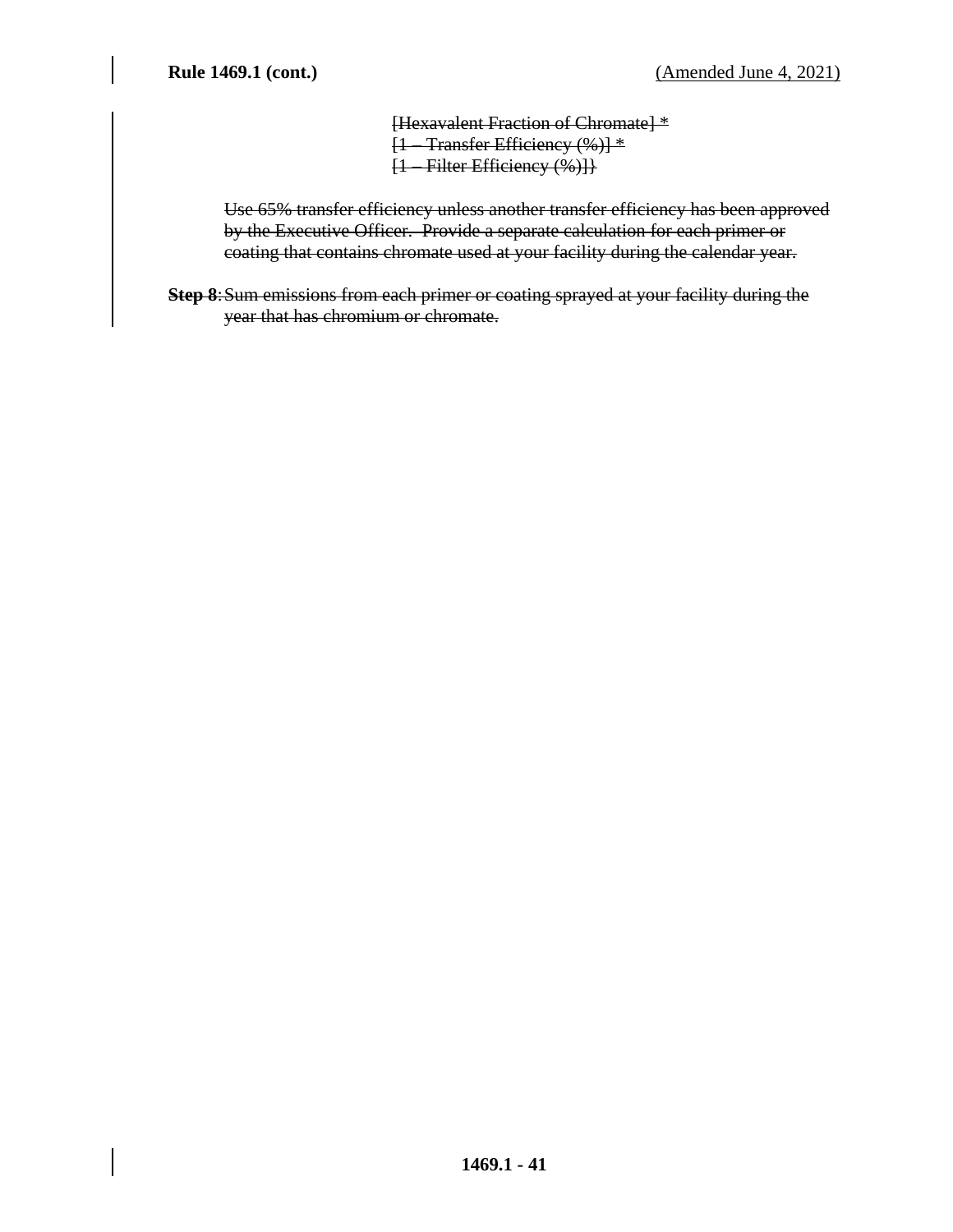~~[Hexavalent Fraction of Chromate] *~~
~~[1 – Transfer Efficiency (%)] *~~
~~[1 – Filter Efficiency (%)]}~~

~~Use 65% transfer efficiency unless another transfer efficiency has been approved by the Executive Officer. Provide a separate calculation for each primer or coating that contains chromate used at your facility during the calendar year.~~

~~**Step 8**: Sum emissions from each primer or coating sprayed at your facility during the year that has chromium or chromate.~~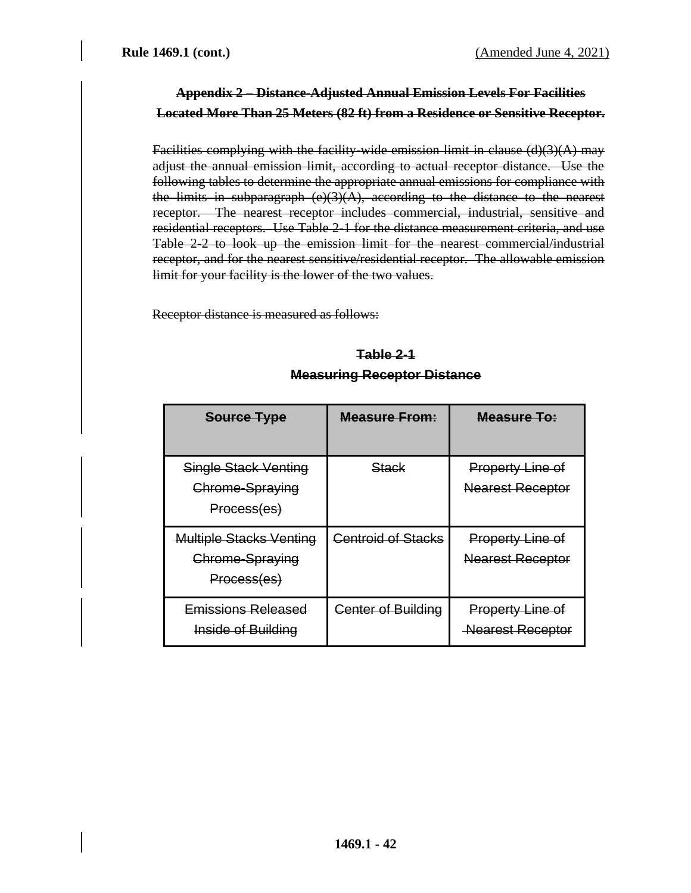## ~~Appendix 2 – Distance-Adjusted Annual Emission Levels For Facilities Located More Than 25 Meters (82 ft) from a Residence or Sensitive Receptor.~~

~~Facilities complying with the facility-wide emission limit in clause (d)(3)(A) may adjust the annual emission limit, according to actual receptor distance. Use the following tables to determine the appropriate annual emissions for compliance with the limits in subparagraph (e)(3)(A), according to the distance to the nearest receptor. The nearest receptor includes commercial, industrial, sensitive and residential receptors. Use Table 2-1 for the distance measurement criteria, and use Table 2-2 to look up the emission limit for the nearest commercial/industrial receptor, and for the nearest sensitive/residential receptor. The allowable emission limit for your facility is the lower of the two values.~~

~~Receptor distance is measured as follows:~~

**~~Table 2-1~~**
**~~Measuring Receptor Distance~~**

| ~~Source Type~~ | ~~Measure From:~~ | ~~Measure To:~~ |
|---|---|---|
| ~~Single Stack Venting Chrome-Spraying Process(es)~~ | ~~Stack~~ | ~~Property Line of Nearest Receptor~~ |
| ~~Multiple Stacks Venting Chrome-Spraying Process(es)~~ | ~~Centroid of Stacks~~ | ~~Property Line of Nearest Receptor~~ |
| ~~Emissions Released Inside of Building~~ | ~~Center of Building~~ | ~~Property Line of Nearest Receptor~~ |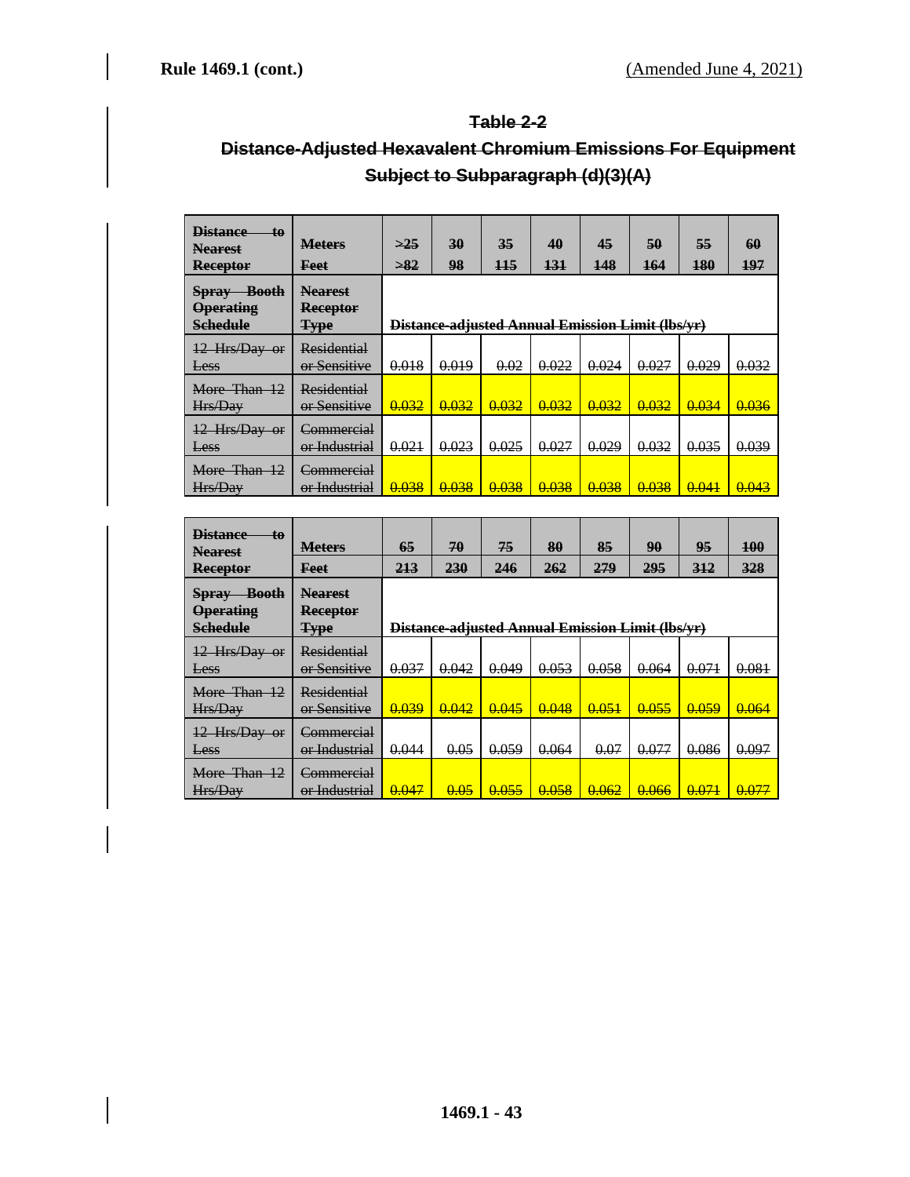**Rule 1469.1 (cont.)** (Amended June 4, 2021)

## ~~Table 2-2~~

## ~~Distance-Adjusted Hexavalent Chromium Emissions For Equipment Subject to Subparagraph (d)(3)(A)~~

| ~~Distance to Nearest Receptor~~ | ~~Meters~~ ~~Feet~~ | ~~>25~~ ~~>82~~ | ~~30~~ ~~98~~ | ~~35~~ ~~115~~ | ~~40~~ ~~131~~ | ~~45~~ ~~148~~ | ~~50~~ ~~164~~ | ~~55~~ ~~180~~ | ~~60~~ ~~197~~ |
|---|---|---|---|---|---|---|---|---|---|
| ~~Spray Booth Operating Schedule~~ | ~~Nearest Receptor Type~~ | ~~Distance-adjusted Annual Emission Limit (lbs/yr)~~ | | | | | | | |
| ~~12 Hrs/Day or Less~~ | ~~Residential or Sensitive~~ | ~~0.018~~ | ~~0.019~~ | ~~0.02~~ | ~~0.022~~ | ~~0.024~~ | ~~0.027~~ | ~~0.029~~ | ~~0.032~~ |
| ~~More Than 12 Hrs/Day~~ | ~~Residential or Sensitive~~ | ~~0.032~~ | ~~0.032~~ | ~~0.032~~ | ~~0.032~~ | ~~0.032~~ | ~~0.032~~ | ~~0.034~~ | ~~0.036~~ |
| ~~12 Hrs/Day or Less~~ | ~~Commercial or Industrial~~ | ~~0.021~~ | ~~0.023~~ | ~~0.025~~ | ~~0.027~~ | ~~0.029~~ | ~~0.032~~ | ~~0.035~~ | ~~0.039~~ |
| ~~More Than 12 Hrs/Day~~ | ~~Commercial or Industrial~~ | ~~0.038~~ | ~~0.038~~ | ~~0.038~~ | ~~0.038~~ | ~~0.038~~ | ~~0.038~~ | ~~0.041~~ | ~~0.043~~ |

| ~~Distance to Nearest Receptor~~ | ~~Meters~~ ~~Feet~~ | ~~65~~ ~~213~~ | ~~70~~ ~~230~~ | ~~75~~ ~~246~~ | ~~80~~ ~~262~~ | ~~85~~ ~~279~~ | ~~90~~ ~~295~~ | ~~95~~ ~~312~~ | ~~100~~ ~~328~~ |
|---|---|---|---|---|---|---|---|---|---|
| ~~Spray Booth Operating Schedule~~ | ~~Nearest Receptor Type~~ | ~~Distance-adjusted Annual Emission Limit (lbs/yr)~~ | | | | | | | |
| ~~12 Hrs/Day or Less~~ | ~~Residential or Sensitive~~ | ~~0.037~~ | ~~0.042~~ | ~~0.049~~ | ~~0.053~~ | ~~0.058~~ | ~~0.064~~ | ~~0.071~~ | ~~0.081~~ |
| ~~More Than 12 Hrs/Day~~ | ~~Residential or Sensitive~~ | ~~0.039~~ | ~~0.042~~ | ~~0.045~~ | ~~0.048~~ | ~~0.051~~ | ~~0.055~~ | ~~0.059~~ | ~~0.064~~ |
| ~~12 Hrs/Day or Less~~ | ~~Commercial or Industrial~~ | ~~0.044~~ | ~~0.05~~ | ~~0.059~~ | ~~0.064~~ | ~~0.07~~ | ~~0.077~~ | ~~0.086~~ | ~~0.097~~ |
| ~~More Than 12 Hrs/Day~~ | ~~Commercial or Industrial~~ | ~~0.047~~ | ~~0.05~~ | ~~0.055~~ | ~~0.058~~ | ~~0.062~~ | ~~0.066~~ | ~~0.071~~ | ~~0.077~~ |